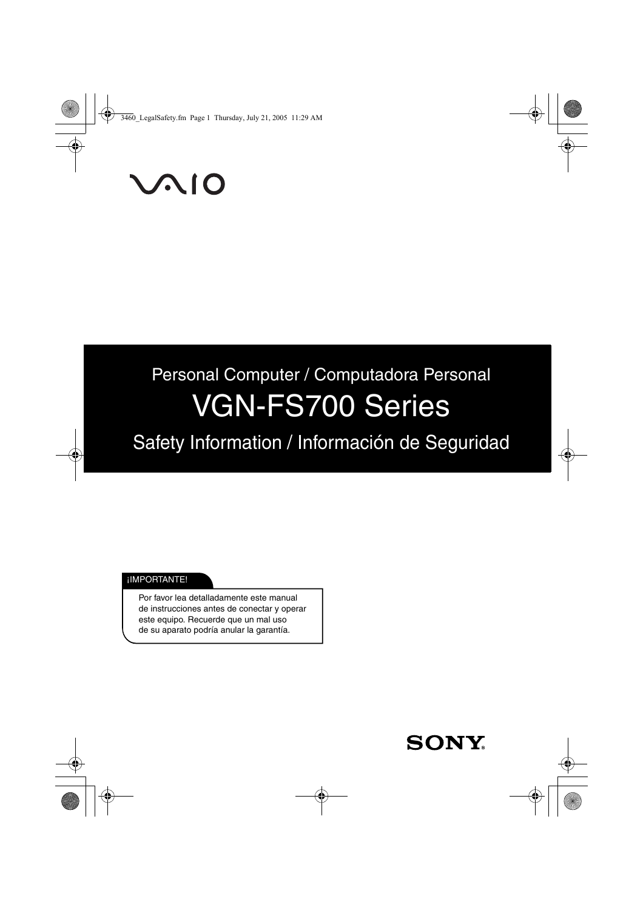VAIO

Personal Computer / Computadora Personal

# VGN-FS700 Series

## Safety Information / Información de Seguridad

**¡IMPORTANTE!**

Por favor lea detalladamente este manual de instrucciones antes de conectar y operar este equipo. Recuerde que un mal uso de su aparato podría anular la garantía.

SONY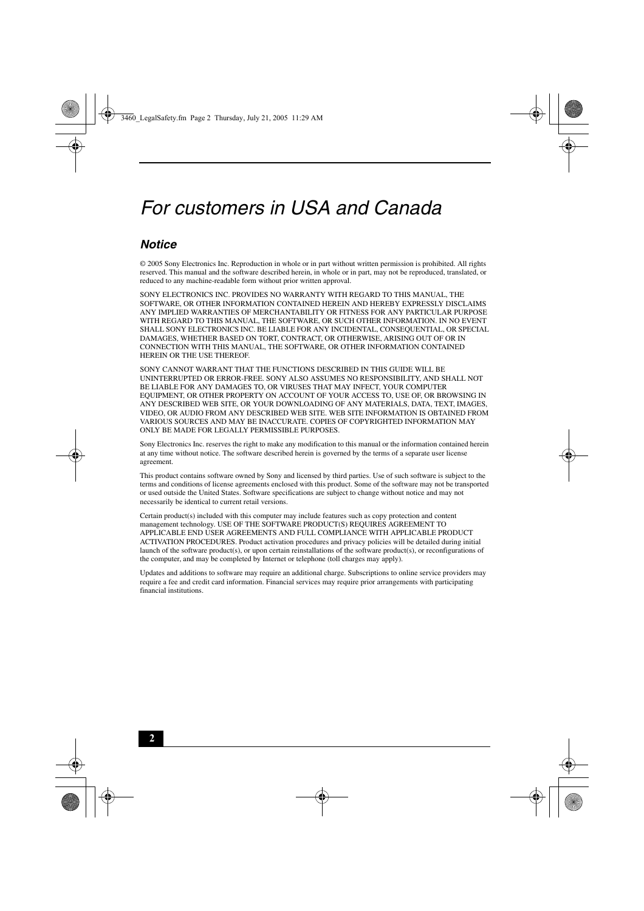# For customers in USA and Canada

## *Notice*

© 2005 Sony Electronics Inc. Reproduction in whole or in part without written permission is prohibited. All rights reserved. This manual and the software described herein, in whole or in part, may not be reproduced, translated, or reduced to any machine-readable form without prior written approval.

SONY ELECTRONICS INC. PROVIDES NO WARRANTY WITH REGARD TO THIS MANUAL, THE SOFTWARE, OR OTHER INFORMATION CONTAINED HEREIN AND HEREBY EXPRESSLY DISCLAIMS ANY IMPLIED WARRANTIES OF MERCHANTABILITY OR FITNESS FOR ANY PARTICULAR PURPOSE WITH REGARD TO THIS MANUAL, THE SOFTWARE, OR SUCH OTHER INFORMATION. IN NO EVENT SHALL SONY ELECTRONICS INC. BE LIABLE FOR ANY INCIDENTAL, CONSEQUENTIAL, OR SPECIAL DAMAGES, WHETHER BASED ON TORT, CONTRACT, OR OTHERWISE, ARISING OUT OF OR IN CONNECTION WITH THIS MANUAL, THE SOFTWARE, OR OTHER INFORMATION CONTAINED HEREIN OR THE USE THEREOF.

SONY CANNOT WARRANT THAT THE FUNCTIONS DESCRIBED IN THIS GUIDE WILL BE UNINTERRUPTED OR ERROR-FREE. SONY ALSO ASSUMES NO RESPONSIBILITY, AND SHALL NOT BE LIABLE FOR ANY DAMAGES TO, OR VIRUSES THAT MAY INFECT, YOUR COMPUTER EQUIPMENT, OR OTHER PROPERTY ON ACCOUNT OF YOUR ACCESS TO, USE OF, OR BROWSING IN ANY DESCRIBED WEB SITE, OR YOUR DOWNLOADING OF ANY MATERIALS, DATA, TEXT, IMAGES, VIDEO, OR AUDIO FROM ANY DESCRIBED WEB SITE. WEB SITE INFORMATION IS OBTAINED FROM VARIOUS SOURCES AND MAY BE INACCURATE. COPIES OF COPYRIGHTED INFORMATION MAY ONLY BE MADE FOR LEGALLY PERMISSIBLE PURPOSES.

Sony Electronics Inc. reserves the right to make any modification to this manual or the information contained herein at any time without notice. The software described herein is governed by the terms of a separate user license agreement.

This product contains software owned by Sony and licensed by third parties. Use of such software is subject to the terms and conditions of license agreements enclosed with this product. Some of the software may not be transported or used outside the United States. Software specifications are subject to change without notice and may not necessarily be identical to current retail versions.

Certain product(s) included with this computer may include features such as copy protection and content management technology. USE OF THE SOFTWARE PRODUCT(S) REQUIRES AGREEMENT TO APPLICABLE END USER AGREEMENTS AND FULL COMPLIANCE WITH APPLICABLE PRODUCT ACTIVATION PROCEDURES. Product activation procedures and privacy policies will be detailed during initial launch of the software product(s), or upon certain reinstallations of the software product(s), or reconfigurations of the computer, and may be completed by Internet or telephone (toll charges may apply).

Updates and additions to software may require an additional charge. Subscriptions to online service providers may require a fee and credit card information. Financial services may require prior arrangements with participating financial institutions.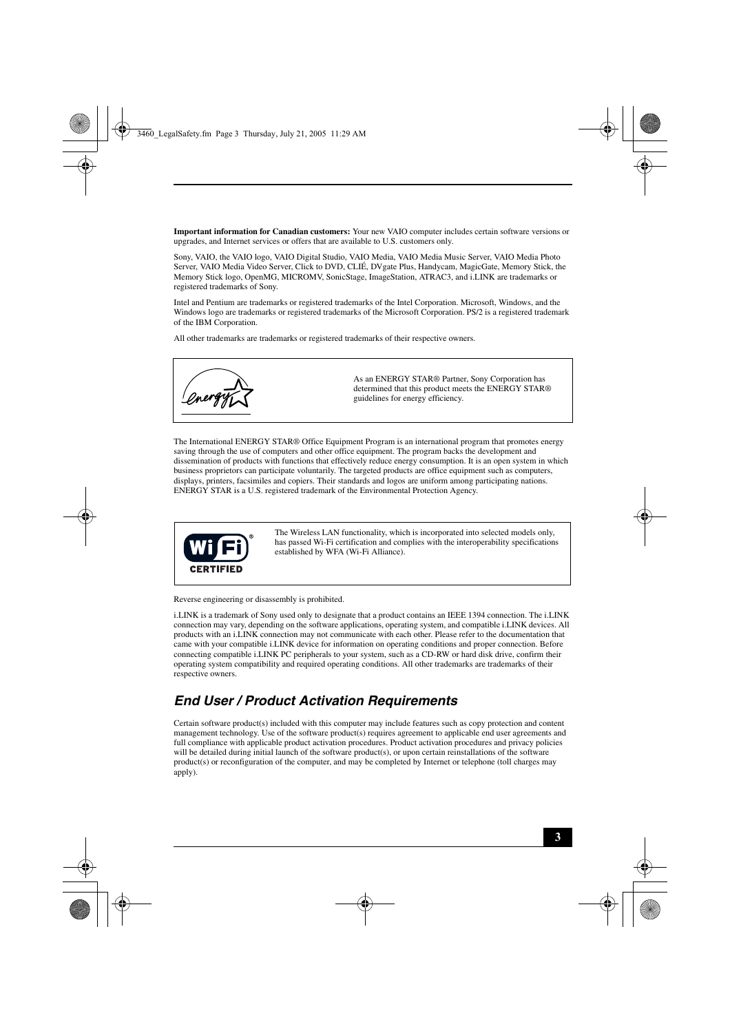**Important information for Canadian customers:** Your new VAIO computer includes certain software versions or upgrades, and Internet services or offers that are available to U.S. customers only.

Sony, VAIO, the VAIO logo, VAIO Digital Studio, VAIO Media, VAIO Media Music Server, VAIO Media Photo Server, VAIO Media Video Server, Click to DVD, CLIÉ, DVgate Plus, Handycam, MagicGate, Memory Stick, the Memory Stick logo, OpenMG, MICROMV, SonicStage, ImageStation, ATRAC3, and i.LINK are trademarks or registered trademarks of Sony.

Intel and Pentium are trademarks or registered trademarks of the Intel Corporation. Microsoft, Windows, and the Windows logo are trademarks or registered trademarks of the Microsoft Corporation. PS/2 is a registered trademark of the IBM Corporation.

All other trademarks are trademarks or registered trademarks of their respective owners.

As an ENERGY STAR® Partner, Sony Corporation has determined that this product meets the ENERGY STAR® guidelines for energy efficiency.

The International ENERGY STAR® Office Equipment Program is an international program that promotes energy saving through the use of computers and other office equipment. The program backs the development and dissemination of products with functions that effectively reduce energy consumption. It is an open system in which business proprietors can participate voluntarily. The targeted products are office equipment such as computers, displays, printers, facsimiles and copiers. Their standards and logos are uniform among participating nations. ENERGY STAR is a U.S. registered trademark of the Environmental Protection Agency.

The Wireless LAN functionality, which is incorporated into selected models only, has passed Wi-Fi certification and complies with the interoperability specifications established by WFA (Wi-Fi Alliance).

Reverse engineering or disassembly is prohibited.

i.LINK is a trademark of Sony used only to designate that a product contains an IEEE 1394 connection. The i.LINK connection may vary, depending on the software applications, operating system, and compatible i.LINK devices. All products with an i.LINK connection may not communicate with each other. Please refer to the documentation that came with your compatible i.LINK device for information on operating conditions and proper connection. Before connecting compatible i.LINK PC peripherals to your system, such as a CD-RW or hard disk drive, confirm their operating system compatibility and required operating conditions. All other trademarks are trademarks of their respective owners.

## *End User / Product Activation Requirements*

Certain software product(s) included with this computer may include features such as copy protection and content management technology. Use of the software product(s) requires agreement to applicable end user agreements and full compliance with applicable product activation procedures. Product activation procedures and privacy policies will be detailed during initial launch of the software product(s), or upon certain reinstallations of the software product(s) or reconfiguration of the computer, and may be completed by Internet or telephone (toll charges may apply).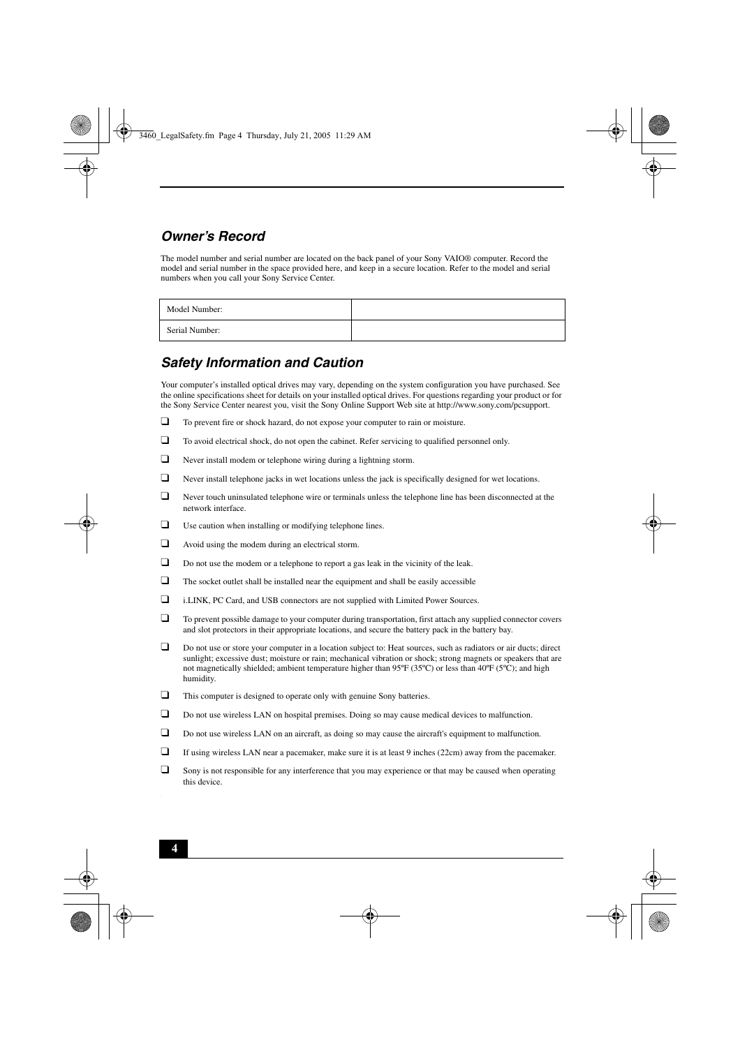## *Owner's Record*

The model number and serial number are located on the back panel of your Sony VAIO® computer. Record the model and serial number in the space provided here, and keep in a secure location. Refer to the model and serial numbers when you call your Sony Service Center.

| Model Number: | |
|---|---|
| Serial Number: | |

## *Safety Information and Caution*

Your computer's installed optical drives may vary, depending on the system configuration you have purchased. See the online specifications sheet for details on your installed optical drives. For questions regarding your product or for the Sony Service Center nearest you, visit the Sony Online Support Web site at http://www.sony.com/pcsupport.

- To prevent fire or shock hazard, do not expose your computer to rain or moisture.
- To avoid electrical shock, do not open the cabinet. Refer servicing to qualified personnel only.
- Never install modem or telephone wiring during a lightning storm.
- Never install telephone jacks in wet locations unless the jack is specifically designed for wet locations.
- Never touch uninsulated telephone wire or terminals unless the telephone line has been disconnected at the network interface.
- Use caution when installing or modifying telephone lines.
- Avoid using the modem during an electrical storm.
- Do not use the modem or a telephone to report a gas leak in the vicinity of the leak.
- The socket outlet shall be installed near the equipment and shall be easily accessible
- i.LINK, PC Card, and USB connectors are not supplied with Limited Power Sources.
- To prevent possible damage to your computer during transportation, first attach any supplied connector covers and slot protectors in their appropriate locations, and secure the battery pack in the battery bay.
- Do not use or store your computer in a location subject to: Heat sources, such as radiators or air ducts; direct sunlight; excessive dust; moisture or rain; mechanical vibration or shock; strong magnets or speakers that are not magnetically shielded; ambient temperature higher than 95ºF (35ºC) or less than 40ºF (5ºC); and high humidity.
- This computer is designed to operate only with genuine Sony batteries.
- Do not use wireless LAN on hospital premises. Doing so may cause medical devices to malfunction.
- Do not use wireless LAN on an aircraft, as doing so may cause the aircraft's equipment to malfunction.
- If using wireless LAN near a pacemaker, make sure it is at least 9 inches (22cm) away from the pacemaker.
- Sony is not responsible for any interference that you may experience or that may be caused when operating this device.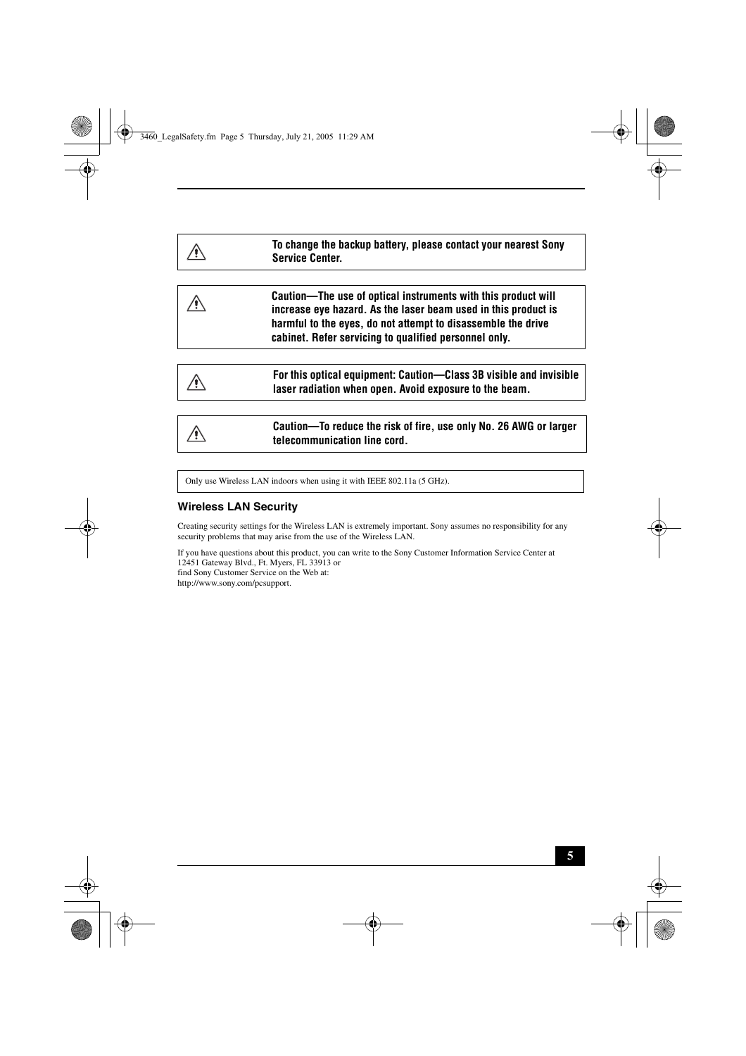| ⚠ | **To change the backup battery, please contact your nearest Sony Service Center.** |
|---|---|

| ⚠ | **Caution—The use of optical instruments with this product will increase eye hazard. As the laser beam used in this product is harmful to the eyes, do not attempt to disassemble the drive cabinet. Refer servicing to qualified personnel only.** |
|---|---|

| ⚠ | **For this optical equipment: Caution—Class 3B visible and invisible laser radiation when open. Avoid exposure to the beam.** |
|---|---|

| ⚠ | **Caution—To reduce the risk of fire, use only No. 26 AWG or larger telecommunication line cord.** |
|---|---|

Only use Wireless LAN indoors when using it with IEEE 802.11a (5 GHz).

### Wireless LAN Security

Creating security settings for the Wireless LAN is extremely important. Sony assumes no responsibility for any security problems that may arise from the use of the Wireless LAN.

If you have questions about this product, you can write to the Sony Customer Information Service Center at 12451 Gateway Blvd., Ft. Myers, FL 33913 or
find Sony Customer Service on the Web at:
http://www.sony.com/pcsupport.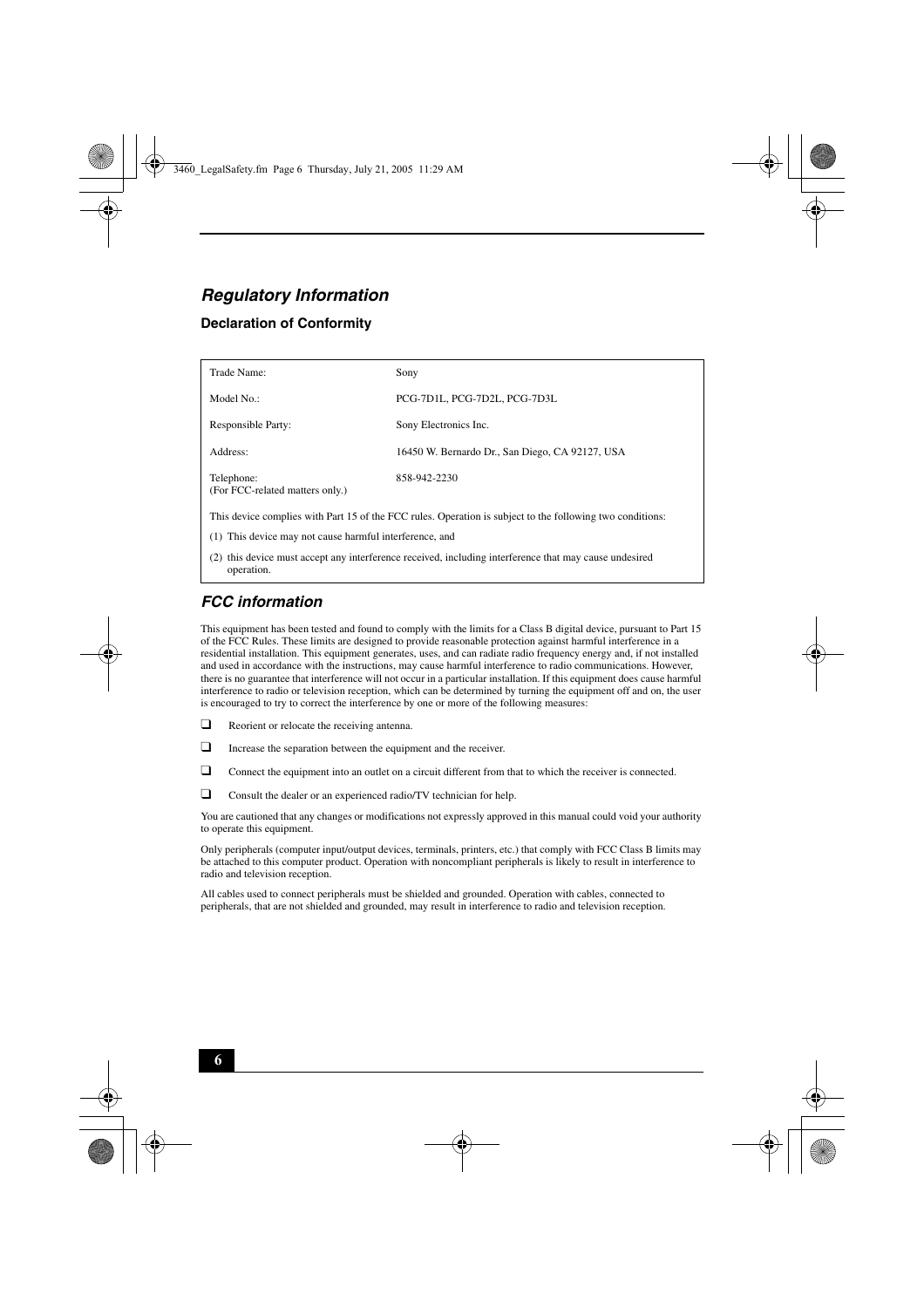## Regulatory Information

### Declaration of Conformity

| | |
|---|---|
| Trade Name: | Sony |
| Model No.: | PCG-7D1L, PCG-7D2L, PCG-7D3L |
| Responsible Party: | Sony Electronics Inc. |
| Address: | 16450 W. Bernardo Dr., San Diego, CA 92127, USA |
| Telephone:<br>(For FCC-related matters only.) | 858-942-2230 |

This device complies with Part 15 of the FCC rules. Operation is subject to the following two conditions:

(1) This device may not cause harmful interference, and

(2) this device must accept any interference received, including interference that may cause undesired operation.

## FCC information

This equipment has been tested and found to comply with the limits for a Class B digital device, pursuant to Part 15 of the FCC Rules. These limits are designed to provide reasonable protection against harmful interference in a residential installation. This equipment generates, uses, and can radiate radio frequency energy and, if not installed and used in accordance with the instructions, may cause harmful interference to radio communications. However, there is no guarantee that interference will not occur in a particular installation. If this equipment does cause harmful interference to radio or television reception, which can be determined by turning the equipment off and on, the user is encouraged to try to correct the interference by one or more of the following measures:

- Reorient or relocate the receiving antenna.
- Increase the separation between the equipment and the receiver.
- Connect the equipment into an outlet on a circuit different from that to which the receiver is connected.
- Consult the dealer or an experienced radio/TV technician for help.

You are cautioned that any changes or modifications not expressly approved in this manual could void your authority to operate this equipment.

Only peripherals (computer input/output devices, terminals, printers, etc.) that comply with FCC Class B limits may be attached to this computer product. Operation with noncompliant peripherals is likely to result in interference to radio and television reception.

All cables used to connect peripherals must be shielded and grounded. Operation with cables, connected to peripherals, that are not shielded and grounded, may result in interference to radio and television reception.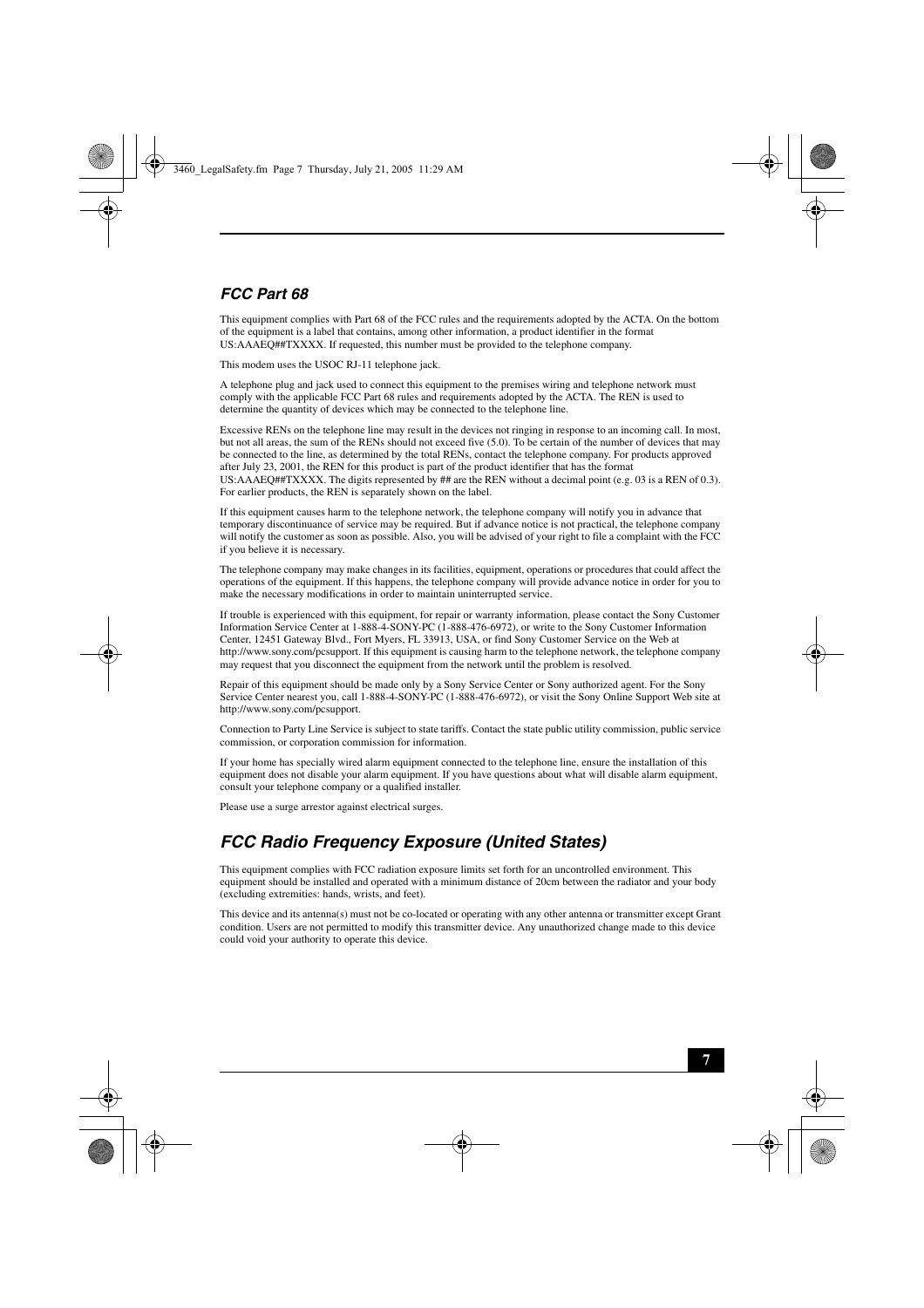## FCC Part 68

This equipment complies with Part 68 of the FCC rules and the requirements adopted by the ACTA. On the bottom of the equipment is a label that contains, among other information, a product identifier in the format US:AAAEQ##TXXXX. If requested, this number must be provided to the telephone company.

This modem uses the USOC RJ-11 telephone jack.

A telephone plug and jack used to connect this equipment to the premises wiring and telephone network must comply with the applicable FCC Part 68 rules and requirements adopted by the ACTA. The REN is used to determine the quantity of devices which may be connected to the telephone line.

Excessive RENs on the telephone line may result in the devices not ringing in response to an incoming call. In most, but not all areas, the sum of the RENs should not exceed five (5.0). To be certain of the number of devices that may be connected to the line, as determined by the total RENs, contact the telephone company. For products approved after July 23, 2001, the REN for this product is part of the product identifier that has the format US:AAAEQ##TXXXX. The digits represented by ## are the REN without a decimal point (e.g. 03 is a REN of 0.3). For earlier products, the REN is separately shown on the label.

If this equipment causes harm to the telephone network, the telephone company will notify you in advance that temporary discontinuance of service may be required. But if advance notice is not practical, the telephone company will notify the customer as soon as possible. Also, you will be advised of your right to file a complaint with the FCC if you believe it is necessary.

The telephone company may make changes in its facilities, equipment, operations or procedures that could affect the operations of the equipment. If this happens, the telephone company will provide advance notice in order for you to make the necessary modifications in order to maintain uninterrupted service.

If trouble is experienced with this equipment, for repair or warranty information, please contact the Sony Customer Information Service Center at 1-888-4-SONY-PC (1-888-476-6972), or write to the Sony Customer Information Center, 12451 Gateway Blvd., Fort Myers, FL 33913, USA, or find Sony Customer Service on the Web at http://www.sony.com/pcsupport. If this equipment is causing harm to the telephone network, the telephone company may request that you disconnect the equipment from the network until the problem is resolved.

Repair of this equipment should be made only by a Sony Service Center or Sony authorized agent. For the Sony Service Center nearest you, call 1-888-4-SONY-PC (1-888-476-6972), or visit the Sony Online Support Web site at http://www.sony.com/pcsupport.

Connection to Party Line Service is subject to state tariffs. Contact the state public utility commission, public service commission, or corporation commission for information.

If your home has specially wired alarm equipment connected to the telephone line, ensure the installation of this equipment does not disable your alarm equipment. If you have questions about what will disable alarm equipment, consult your telephone company or a qualified installer.

Please use a surge arrestor against electrical surges.

## FCC Radio Frequency Exposure (United States)

This equipment complies with FCC radiation exposure limits set forth for an uncontrolled environment. This equipment should be installed and operated with a minimum distance of 20cm between the radiator and your body (excluding extremities: hands, wrists, and feet).

This device and its antenna(s) must not be co-located or operating with any other antenna or transmitter except Grant condition. Users are not permitted to modify this transmitter device. Any unauthorized change made to this device could void your authority to operate this device.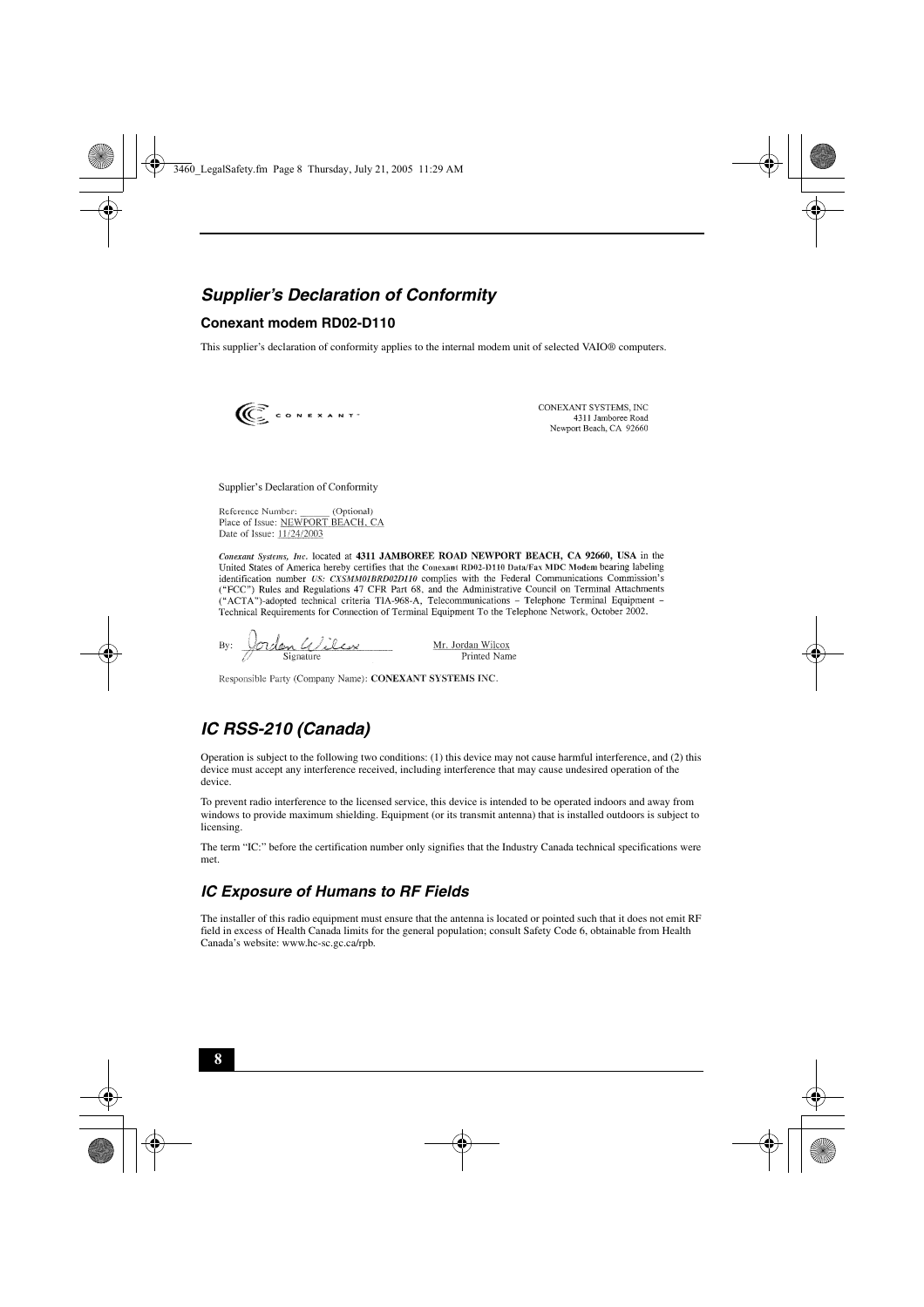## *Supplier's Declaration of Conformity*

### Conexant modem RD02-D110

This supplier's declaration of conformity applies to the internal modem unit of selected VAIO® computers.

CONEXANT

CONEXANT SYSTEMS, INC
4311 Jamboree Road
Newport Beach, CA 92660

Supplier's Declaration of Conformity

Reference Number: _______ (Optional)
Place of Issue: NEWPORT BEACH, CA
Date of Issue: 11/24/2003

***Conexant Systems, Inc.*** located at **4311 JAMBOREE ROAD NEWPORT BEACH, CA 92660, USA** in the United States of America hereby certifies that the **Conexant RD02-D110 Data/Fax MDC Modem** bearing labeling identification number ***US: CXSMM01BRD02D110*** complies with the Federal Communications Commission's ("FCC") Rules and Regulations 47 CFR Part 68, and the Administrative Council on Terminal Attachments ("ACTA")-adopted technical criteria TIA-968-A, Telecommunications – Telephone Terminal Equipment – Technical Requirements for Connection of Terminal Equipment To the Telephone Network, October 2002.

By: Jordan Wilcox (Signature) — Mr. Jordan Wilcox (Printed Name)

Responsible Party (Company Name): **CONEXANT SYSTEMS INC.**

## *IC RSS-210 (Canada)*

Operation is subject to the following two conditions: (1) this device may not cause harmful interference, and (2) this device must accept any interference received, including interference that may cause undesired operation of the device.

To prevent radio interference to the licensed service, this device is intended to be operated indoors and away from windows to provide maximum shielding. Equipment (or its transmit antenna) that is installed outdoors is subject to licensing.

The term "IC:" before the certification number only signifies that the Industry Canada technical specifications were met.

## *IC Exposure of Humans to RF Fields*

The installer of this radio equipment must ensure that the antenna is located or pointed such that it does not emit RF field in excess of Health Canada limits for the general population; consult Safety Code 6, obtainable from Health Canada's website: www.hc-sc.gc.ca/rpb.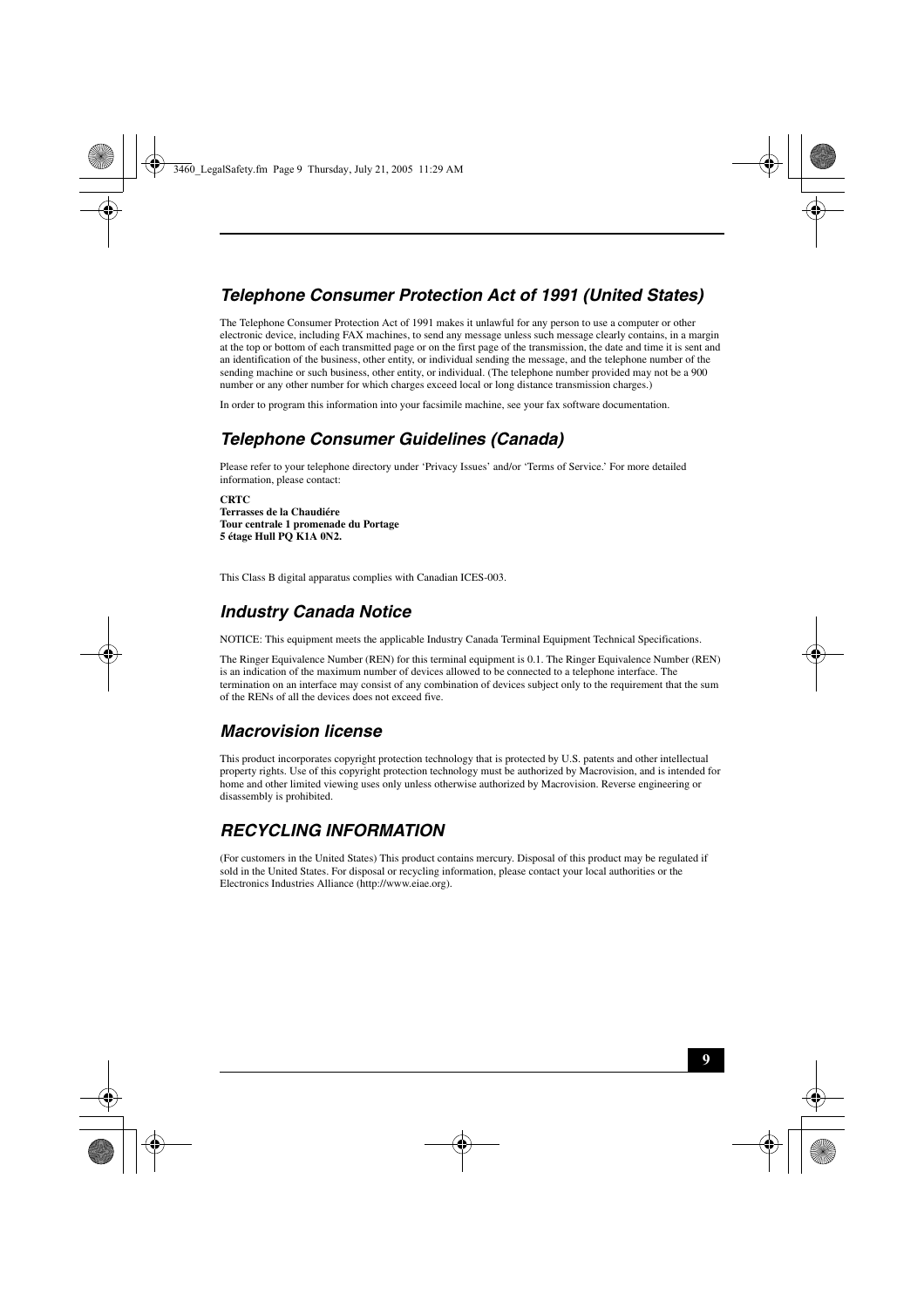## Telephone Consumer Protection Act of 1991 (United States)

The Telephone Consumer Protection Act of 1991 makes it unlawful for any person to use a computer or other electronic device, including FAX machines, to send any message unless such message clearly contains, in a margin at the top or bottom of each transmitted page or on the first page of the transmission, the date and time it is sent and an identification of the business, other entity, or individual sending the message, and the telephone number of the sending machine or such business, other entity, or individual. (The telephone number provided may not be a 900 number or any other number for which charges exceed local or long distance transmission charges.)

In order to program this information into your facsimile machine, see your fax software documentation.

## Telephone Consumer Guidelines (Canada)

Please refer to your telephone directory under 'Privacy Issues' and/or 'Terms of Service.' For more detailed information, please contact:

**CRTC**
**Terrasses de la Chaudiére**
**Tour centrale 1 promenade du Portage**
**5 étage Hull PQ K1A 0N2.**

This Class B digital apparatus complies with Canadian ICES-003.

## Industry Canada Notice

NOTICE: This equipment meets the applicable Industry Canada Terminal Equipment Technical Specifications.

The Ringer Equivalence Number (REN) for this terminal equipment is 0.1. The Ringer Equivalence Number (REN) is an indication of the maximum number of devices allowed to be connected to a telephone interface. The termination on an interface may consist of any combination of devices subject only to the requirement that the sum of the RENs of all the devices does not exceed five.

## Macrovision license

This product incorporates copyright protection technology that is protected by U.S. patents and other intellectual property rights. Use of this copyright protection technology must be authorized by Macrovision, and is intended for home and other limited viewing uses only unless otherwise authorized by Macrovision. Reverse engineering or disassembly is prohibited.

## RECYCLING INFORMATION

(For customers in the United States) This product contains mercury. Disposal of this product may be regulated if sold in the United States. For disposal or recycling information, please contact your local authorities or the Electronics Industries Alliance (http://www.eiae.org).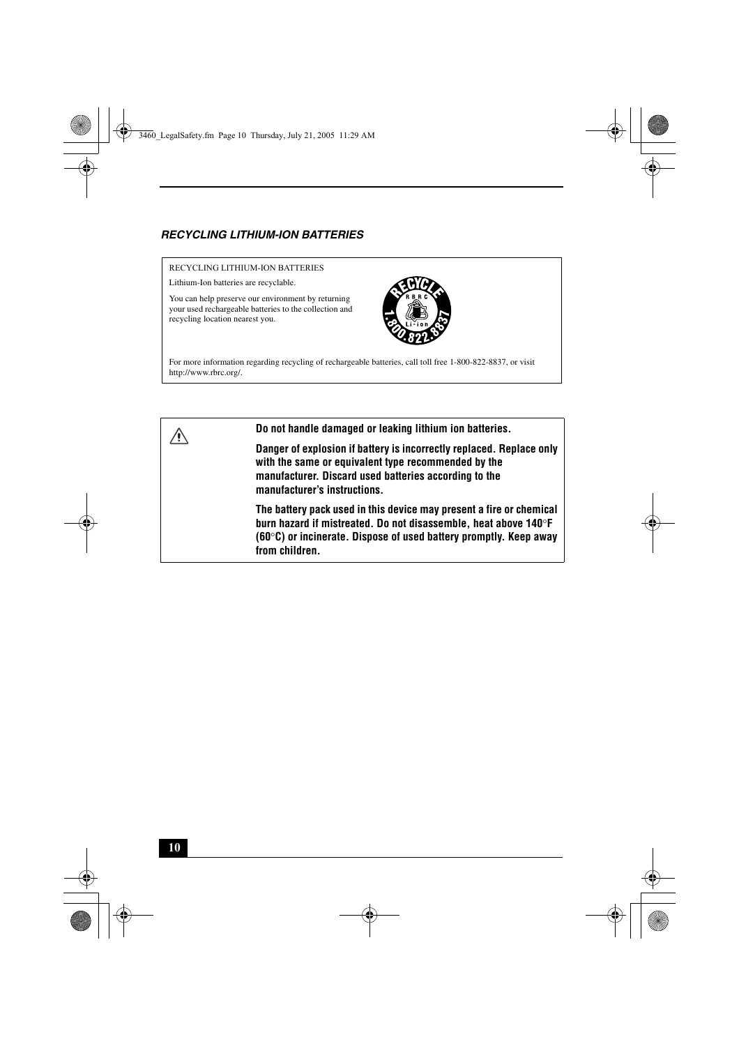### *RECYCLING LITHIUM-ION BATTERIES*

RECYCLING LITHIUM-ION BATTERIES

Lithium-Ion batteries are recyclable.

You can help preserve our environment by returning your used rechargeable batteries to the collection and recycling location nearest you.

For more information regarding recycling of rechargeable batteries, call toll free 1-800-822-8837, or visit http://www.rbrc.org/.

**Do not handle damaged or leaking lithium ion batteries.**

**Danger of explosion if battery is incorrectly replaced. Replace only with the same or equivalent type recommended by the manufacturer. Discard used batteries according to the manufacturer's instructions.**

**The battery pack used in this device may present a fire or chemical burn hazard if mistreated. Do not disassemble, heat above 140°F (60°C) or incinerate. Dispose of used battery promptly. Keep away from children.**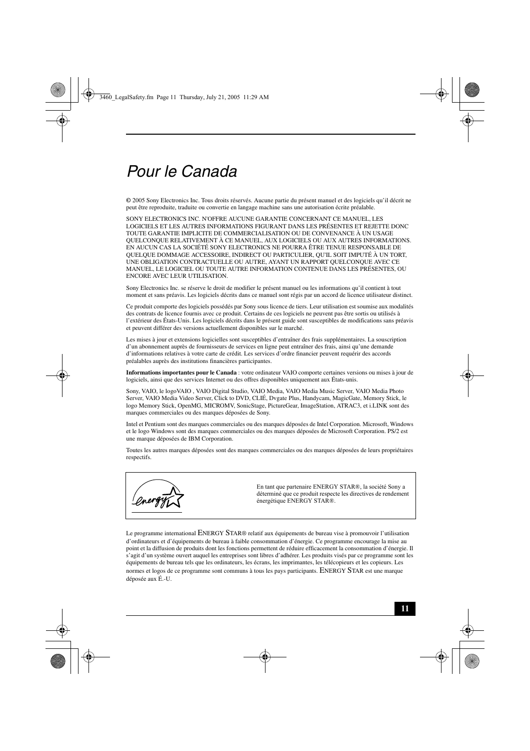# *Pour le Canada*

© 2005 Sony Electronics Inc. Tous droits réservés. Aucune partie du présent manuel et des logiciels qu'il décrit ne peut être reproduite, traduite ou convertie en langage machine sans une autorisation écrite préalable.

SONY ELECTRONICS INC. N'OFFRE AUCUNE GARANTIE CONCERNANT CE MANUEL, LES LOGICIELS ET LES AUTRES INFORMATIONS FIGURANT DANS LES PRÉSENTES ET REJETTE DONC TOUTE GARANTIE IMPLICITE DE COMMERCIALISATION OU DE CONVENANCE À UN USAGE QUELCONQUE RELATIVEMENT À CE MANUEL, AUX LOGICIELS OU AUX AUTRES INFORMATIONS. EN AUCUN CAS LA SOCIÉTÉ SONY ELECTRONICS NE POURRA ÊTRE TENUE RESPONSABLE DE QUELQUE DOMMAGE ACCESSOIRE, INDIRECT OU PARTICULIER, QU'IL SOIT IMPUTÉ À UN TORT, UNE OBLIGATION CONTRACTUELLE OU AUTRE, AYANT UN RAPPORT QUELCONQUE AVEC CE MANUEL, LE LOGICIEL OU TOUTE AUTRE INFORMATION CONTENUE DANS LES PRÉSENTES, OU ENCORE AVEC LEUR UTILISATION.

Sony Electronics Inc. se réserve le droit de modifier le présent manuel ou les informations qu'il contient à tout moment et sans préavis. Les logiciels décrits dans ce manuel sont régis par un accord de licence utilisateur distinct.

Ce produit comporte des logiciels possédés par Sony sous licence de tiers. Leur utilisation est soumise aux modalités des contrats de licence fournis avec ce produit. Certains de ces logiciels ne peuvent pas être sortis ou utilisés à l'extérieur des États-Unis. Les logiciels décrits dans le présent guide sont susceptibles de modifications sans préavis et peuvent différer des versions actuellement disponibles sur le marché.

Les mises à jour et extensions logicielles sont susceptibles d'entraîner des frais supplémentaires. La souscription d'un abonnement auprès de fournisseurs de services en ligne peut entraîner des frais, ainsi qu'une demande d'informations relatives à votre carte de crédit. Les services d'ordre financier peuvent requérir des accords préalables auprès des institutions financières participantes.

**Informations importantes pour le Canada** : votre ordinateur VAIO comporte certaines versions ou mises à jour de logiciels, ainsi que des services Internet ou des offres disponibles uniquement aux États-unis.

Sony, VAIO, le logoVAIO , VAIO Digital Studio, VAIO Media, VAIO Media Music Server, VAIO Media Photo Server, VAIO Media Video Server, Click to DVD, CLIÉ, Dvgate Plus, Handycam, MagicGate, Memory Stick, le logo Memory Stick, OpenMG, MICROMV, SonicStage, PictureGear, ImageStation, ATRAC3, et i.LINK sont des marques commerciales ou des marques déposées de Sony.

Intel et Pentium sont des marques commerciales ou des marques déposées de Intel Corporation. Microsoft, Windows et le logo Windows sont des marques commerciales ou des marques déposées de Microsoft Corporation. PS/2 est une marque déposée de IBM Corporation.

Toutes les autres marques déposées sont des marques commerciales ou des marques déposées de leurs propriétaires respectifs.

En tant que partenaire ENERGY STAR®, la société Sony a déterminé que ce produit respecte les directives de rendement énergétique ENERGY STAR®.

Le programme international ENERGY STAR® relatif aux équipements de bureau vise à promouvoir l'utilisation d'ordinateurs et d'équipements de bureau à faible consommation d'énergie. Ce programme encourage la mise au point et la diffusion de produits dont les fonctions permettent de réduire efficacement la consommation d'énergie. Il s'agit d'un système ouvert auquel les entreprises sont libres d'adhérer. Les produits visés par ce programme sont les équipements de bureau tels que les ordinateurs, les écrans, les imprimantes, les télécopieurs et les copieurs. Les normes et logos de ce programme sont communs à tous les pays participants. ENERGY STAR est une marque déposée aux É.-U.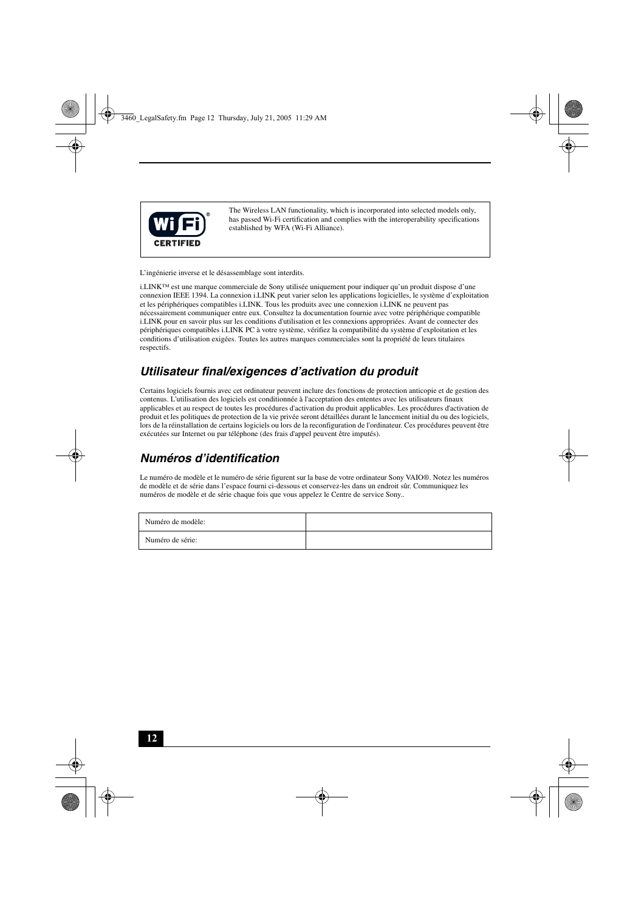The Wireless LAN functionality, which is incorporated into selected models only, has passed Wi-Fi certification and complies with the interoperability specifications established by WFA (Wi-Fi Alliance).

L'ingénierie inverse et le désassemblage sont interdits.

i.LINK™ est une marque commerciale de Sony utilisée uniquement pour indiquer qu'un produit dispose d'une connexion IEEE 1394. La connexion i.LINK peut varier selon les applications logicielles, le système d'exploitation et les périphériques compatibles i.LINK. Tous les produits avec une connexion i.LINK ne peuvent pas nécessairement communiquer entre eux. Consultez la documentation fournie avec votre périphérique compatible i.LINK pour en savoir plus sur les conditions d'utilisation et les connexions appropriées. Avant de connecter des périphériques compatibles i.LINK PC à votre système, vérifiez la compatibilité du système d'exploitation et les conditions d'utilisation exigées. Toutes les autres marques commerciales sont la propriété de leurs titulaires respectifs.

## *Utilisateur final/exigences d'activation du produit*

Certains logiciels fournis avec cet ordinateur peuvent inclure des fonctions de protection anticopie et de gestion des contenus. L'utilisation des logiciels est conditionnée à l'acceptation des ententes avec les utilisateurs finaux applicables et au respect de toutes les procédures d'activation du produit applicables. Les procédures d'activation de produit et les politiques de protection de la vie privée seront détaillées durant le lancement initial du ou des logiciels, lors de la réinstallation de certains logiciels ou lors de la reconfiguration de l'ordinateur. Ces procédures peuvent être exécutées sur Internet ou par téléphone (des frais d'appel peuvent être imputés).

## *Numéros d'identification*

Le numéro de modèle et le numéro de série figurent sur la base de votre ordinateur Sony VAIO®. Notez les numéros de modèle et de série dans l'espace fourni ci-dessous et conservez-les dans un endroit sûr. Communiquez les numéros de modèle et de série chaque fois que vous appelez le Centre de service Sony..

| Numéro de modèle: | |
|---|---|
| Numéro de série: | |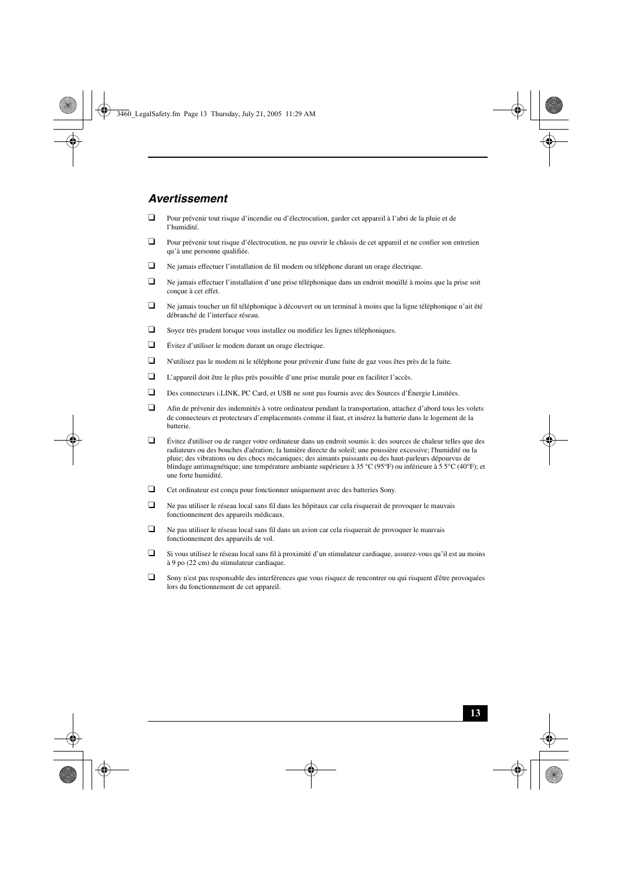## *Avertissement*

- Pour prévenir tout risque d'incendie ou d'électrocution, garder cet appareil à l'abri de la pluie et de l'humidité.
- Pour prévenir tout risque d'électrocution, ne pas ouvrir le châssis de cet appareil et ne confier son entretien qu'à une personne qualifiée.
- Ne jamais effectuer l'installation de fil modem ou téléphone durant un orage électrique.
- Ne jamais effectuer l'installation d'une prise téléphonique dans un endroit mouillé à moins que la prise soit conçue à cet effet.
- Ne jamais toucher un fil téléphonique à découvert ou un terminal à moins que la ligne téléphonique n'ait été débranché de l'interface réseau.
- Soyez très prudent lorsque vous installez ou modifiez les lignes téléphoniques.
- Évitez d'utiliser le modem durant un orage électrique.
- N'utilisez pas le modem ni le téléphone pour prévenir d'une fuite de gaz vous êtes près de la fuite.
- L'appareil doit être le plus près possible d'une prise murale pour en faciliter l'accès.
- Des connecteurs i.LINK, PC Card, et USB ne sont pas fournis avec des Sources d'Énergie Limitées.
- Afin de prévenir des indemnités à votre ordinateur pendant la transportation, attachez d'abord tous les volets de connecteurs et protecteurs d'emplacements comme il faut, et insérez la batterie dans le logement de la batterie.
- Évitez d'utiliser ou de ranger votre ordinateur dans un endroit soumis à: des sources de chaleur telles que des radiateurs ou des bouches d'aération; la lumière directe du soleil; une poussière excessive; l'humidité ou la pluie; des vibrations ou des chocs mécaniques; des aimants puissants ou des haut-parleurs dépourvus de blindage antimagnétique; une température ambiante supérieure à 35 °C (95°F) ou inférieure à 5 5°C (40°F); et une forte humidité.
- Cet ordinateur est conçu pour fonctionner uniquement avec des batteries Sony.
- Ne pas utiliser le réseau local sans fil dans les hôpitaux car cela risquerait de provoquer le mauvais fonctionnement des appareils médicaux.
- Ne pas utiliser le réseau local sans fil dans un avion car cela risquerait de provoquer le mauvais fonctionnement des appareils de vol.
- Si vous utilisez le réseau local sans fil à proximité d'un stimulateur cardiaque, assurez-vous qu'il est au moins à 9 po (22 cm) du stimulateur cardiaque.
- Sony n'est pas responsable des interférences que vous risquez de rencontrer ou qui risquent d'être provoquées lors du fonctionnement de cet appareil.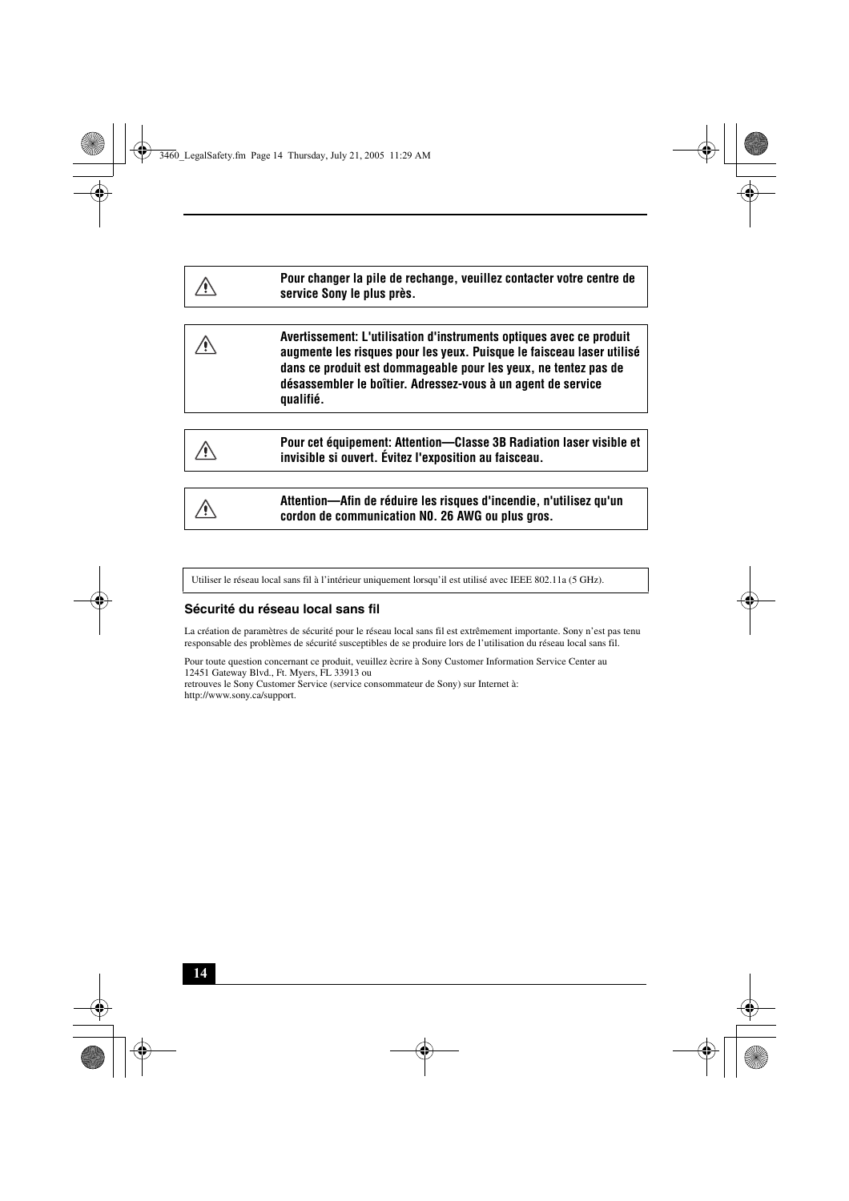| ⚠ | **Pour changer la pile de rechange, veuillez contacter votre centre de service Sony le plus près.** |
|---|---|

| ⚠ | **Avertissement: L'utilisation d'instruments optiques avec ce produit augmente les risques pour les yeux. Puisque le faisceau laser utilisé dans ce produit est dommageable pour les yeux, ne tentez pas de désassembler le boîtier. Adressez-vous à un agent de service qualifié.** |
|---|---|

| ⚠ | **Pour cet équipement: Attention—Classe 3B Radiation laser visible et invisible si ouvert. Évitez l'exposition au faisceau.** |
|---|---|

| ⚠ | **Attention—Afin de réduire les risques d'incendie, n'utilisez qu'un cordon de communication NO. 26 AWG ou plus gros.** |
|---|---|

Utiliser le réseau local sans fil à l'intérieur uniquement lorsqu'il est utilisé avec IEEE 802.11a (5 GHz).

### Sécurité du réseau local sans fil

La création de paramètres de sécurité pour le réseau local sans fil est extrêmement importante. Sony n'est pas tenu responsable des problèmes de sécurité susceptibles de se produire lors de l'utilisation du réseau local sans fil.

Pour toute question concernant ce produit, veuillez ècrire à Sony Customer Information Service Center au 12451 Gateway Blvd., Ft. Myers, FL 33913 ou
retrouves le Sony Customer Service (service consommateur de Sony) sur Internet à:
http://www.sony.ca/support.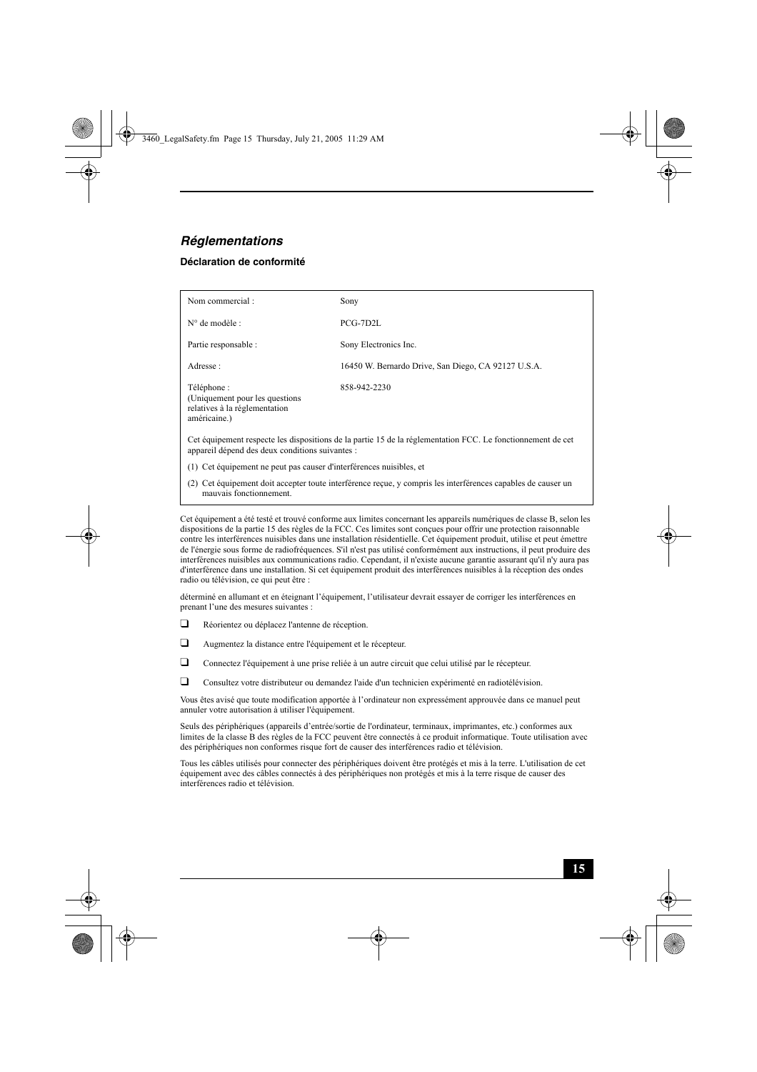## *Réglementations*

### Déclaration de conformité

| Nom commercial : | Sony |
|---|---|
| N° de modèle : | PCG-7D2L |
| Partie responsable : | Sony Electronics Inc. |
| Adresse : | 16450 W. Bernardo Drive, San Diego, CA 92127 U.S.A. |
| Téléphone : (Uniquement pour les questions relatives à la réglementation américaine.) | 858-942-2230 |

Cet équipement respecte les dispositions de la partie 15 de la réglementation FCC. Le fonctionnement de cet appareil dépend des deux conditions suivantes :

(1) Cet équipement ne peut pas causer d'interférences nuisibles, et

(2) Cet équipement doit accepter toute interférence reçue, y compris les interférences capables de causer un mauvais fonctionnement.

Cet équipement a été testé et trouvé conforme aux limites concernant les appareils numériques de classe B, selon les dispositions de la partie 15 des règles de la FCC. Ces limites sont conçues pour offrir une protection raisonnable contre les interférences nuisibles dans une installation résidentielle. Cet équipement produit, utilise et peut émettre de l'énergie sous forme de radiofréquences. S'il n'est pas utilisé conformément aux instructions, il peut produire des interférences nuisibles aux communications radio. Cependant, il n'existe aucune garantie assurant qu'il n'y aura pas d'interférence dans une installation. Si cet équipement produit des interférences nuisibles à la réception des ondes radio ou télévision, ce qui peut être :

déterminé en allumant et en éteignant l'équipement, l'utilisateur devrait essayer de corriger les interférences en prenant l'une des mesures suivantes :

- Réorientez ou déplacez l'antenne de réception.
- Augmentez la distance entre l'équipement et le récepteur.
- Connectez l'équipement à une prise reliée à un autre circuit que celui utilisé par le récepteur.
- Consultez votre distributeur ou demandez l'aide d'un technicien expérimenté en radiotélévision.

Vous êtes avisé que toute modification apportée à l'ordinateur non expressément approuvée dans ce manuel peut annuler votre autorisation à utiliser l'équipement.

Seuls des périphériques (appareils d'entrée/sortie de l'ordinateur, terminaux, imprimantes, etc.) conformes aux limites de la classe B des règles de la FCC peuvent être connectés à ce produit informatique. Toute utilisation avec des périphériques non conformes risque fort de causer des interférences radio et télévision.

Tous les câbles utilisés pour connecter des périphériques doivent être protégés et mis à la terre. L'utilisation de cet équipement avec des câbles connectés à des périphériques non protégés et mis à la terre risque de causer des interférences radio et télévision.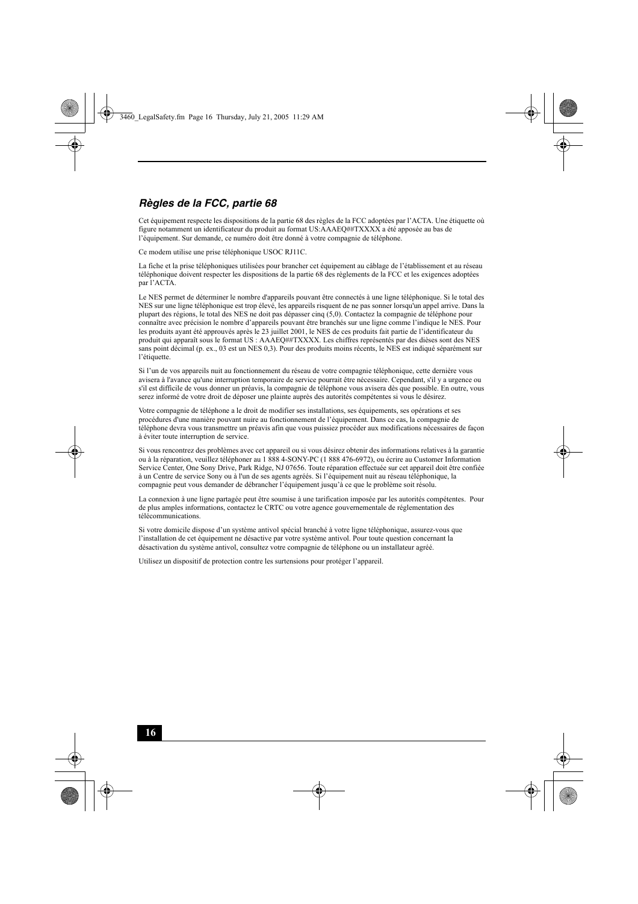## *Règles de la FCC, partie 68*

Cet équipement respecte les dispositions de la partie 68 des règles de la FCC adoptées par l'ACTA. Une étiquette où figure notamment un identificateur du produit au format US:AAAEQ##TXXXX a été apposée au bas de l'équipement. Sur demande, ce numéro doit être donné à votre compagnie de téléphone.

Ce modem utilise une prise téléphonique USOC RJ11C.

La fiche et la prise téléphoniques utilisées pour brancher cet équipement au câblage de l'établissement et au réseau téléphonique doivent respecter les dispositions de la partie 68 des règlements de la FCC et les exigences adoptées par l'ACTA.

Le NES permet de déterminer le nombre d'appareils pouvant être connectés à une ligne téléphonique. Si le total des NES sur une ligne téléphonique est trop élevé, les appareils risquent de ne pas sonner lorsqu'un appel arrive. Dans la plupart des régions, le total des NES ne doit pas dépasser cinq (5,0). Contactez la compagnie de téléphone pour connaître avec précision le nombre d'appareils pouvant être branchés sur une ligne comme l'indique le NES. Pour les produits ayant été approuvés après le 23 juillet 2001, le NES de ces produits fait partie de l'identificateur du produit qui apparaît sous le format US : AAAEQ##TXXXX. Les chiffres représentés par des dièses sont des NES sans point décimal (p. ex., 03 est un NES 0,3). Pour des produits moins récents, le NES est indiqué séparément sur l'étiquette.

Si l'un de vos appareils nuit au fonctionnement du réseau de votre compagnie téléphonique, cette dernière vous avisera à l'avance qu'une interruption temporaire de service pourrait être nécessaire. Cependant, s'il y a urgence ou s'il est difficile de vous donner un préavis, la compagnie de téléphone vous avisera dès que possible. En outre, vous serez informé de votre droit de déposer une plainte auprès des autorités compétentes si vous le désirez.

Votre compagnie de téléphone a le droit de modifier ses installations, ses équipements, ses opérations et ses procédures d'une manière pouvant nuire au fonctionnement de l'équipement. Dans ce cas, la compagnie de téléphone devra vous transmettre un préavis afin que vous puissiez procéder aux modifications nécessaires de façon à éviter toute interruption de service.

Si vous rencontrez des problèmes avec cet appareil ou si vous désirez obtenir des informations relatives à la garantie ou à la réparation, veuillez téléphoner au 1 888 4-SONY-PC (1 888 476-6972), ou écrire au Customer Information Service Center, One Sony Drive, Park Ridge, NJ 07656. Toute réparation effectuée sur cet appareil doit être confiée à un Centre de service Sony ou à l'un de ses agents agréés. Si l'équipement nuit au réseau téléphonique, la compagnie peut vous demander de débrancher l'équipement jusqu'à ce que le problème soit résolu.

La connexion à une ligne partagée peut être soumise à une tarification imposée par les autorités compétentes. Pour de plus amples informations, contactez le CRTC ou votre agence gouvernementale de réglementation des télécommunications.

Si votre domicile dispose d'un système antivol spécial branché à votre ligne téléphonique, assurez-vous que l'installation de cet équipement ne désactive par votre système antivol. Pour toute question concernant la désactivation du système antivol, consultez votre compagnie de téléphone ou un installateur agréé.

Utilisez un dispositif de protection contre les surtensions pour protéger l'appareil.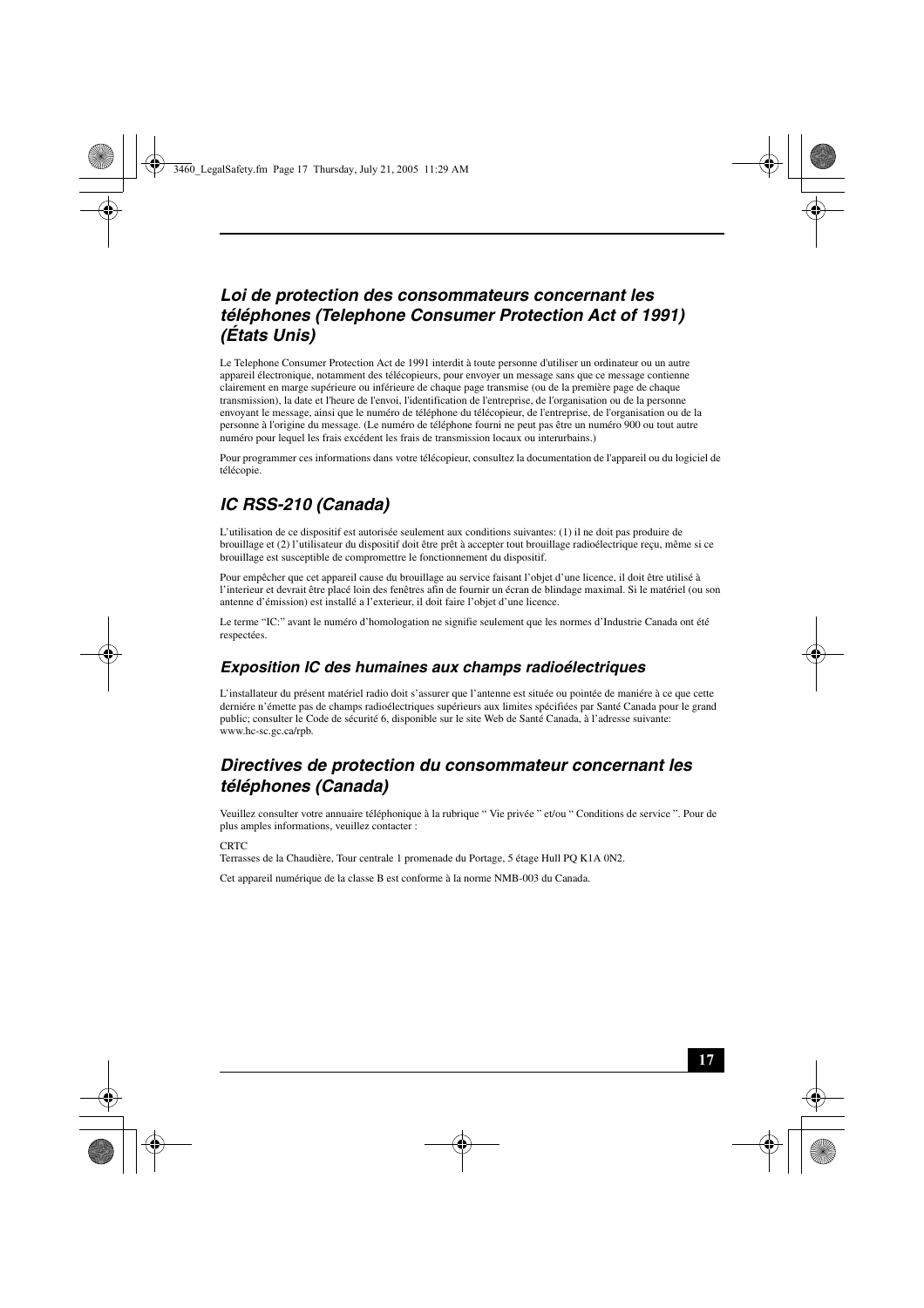## *Loi de protection des consommateurs concernant les téléphones (Telephone Consumer Protection Act of 1991) (États Unis)*

Le Telephone Consumer Protection Act de 1991 interdit à toute personne d'utiliser un ordinateur ou un autre appareil électronique, notamment des télécopieurs, pour envoyer un message sans que ce message contienne clairement en marge supérieure ou inférieure de chaque page transmise (ou de la première page de chaque transmission), la date et l'heure de l'envoi, l'identification de l'entreprise, de l'organisation ou de la personne envoyant le message, ainsi que le numéro de téléphone du télécopieur, de l'entreprise, de l'organisation ou de la personne à l'origine du message. (Le numéro de téléphone fourni ne peut pas être un numéro 900 ou tout autre numéro pour lequel les frais excédent les frais de transmission locaux ou interurbains.)

Pour programmer ces informations dans votre télécopieur, consultez la documentation de l'appareil ou du logiciel de télécopie.

## *IC RSS-210 (Canada)*

L'utilisation de ce dispositif est autorisée seulement aux conditions suivantes: (1) il ne doit pas produire de brouillage et (2) l'utilisateur du dispositif doit être prêt à accepter tout brouillage radioélectrique reçu, même si ce brouillage est susceptible de compromettre le fonctionnement du dispositif.

Pour empêcher que cet appareil cause du brouillage au service faisant l'objet d'une licence, il doit être utilisé à l'interieur et devrait être placé loin des fenêtres afin de fournir un écran de blindage maximal. Si le matériel (ou son antenne d'émission) est installé a l'exterieur, il doit faire l'objet d'une licence.

Le terme "IC:" avant le numéro d'homologation ne signifie seulement que les normes d'Industrie Canada ont été respectées.

### *Exposition IC des humaines aux champs radioélectriques*

L'installateur du présent matériel radio doit s'assurer que l'antenne est située ou pointée de maniére à ce que cette derniére n'émette pas de champs radioélectriques supérieurs aux limites spécifiées par Santé Canada pour le grand public; consulter le Code de sécurité 6, disponible sur le site Web de Santé Canada, à l'adresse suivante: www.hc-sc.gc.ca/rpb.

## *Directives de protection du consommateur concernant les téléphones (Canada)*

Veuillez consulter votre annuaire téléphonique à la rubrique " Vie privée " et/ou " Conditions de service ". Pour de plus amples informations, veuillez contacter :

CRTC
Terrasses de la Chaudière, Tour centrale 1 promenade du Portage, 5 étage Hull PQ K1A 0N2.

Cet appareil numérique de la classe B est conforme à la norme NMB-003 du Canada.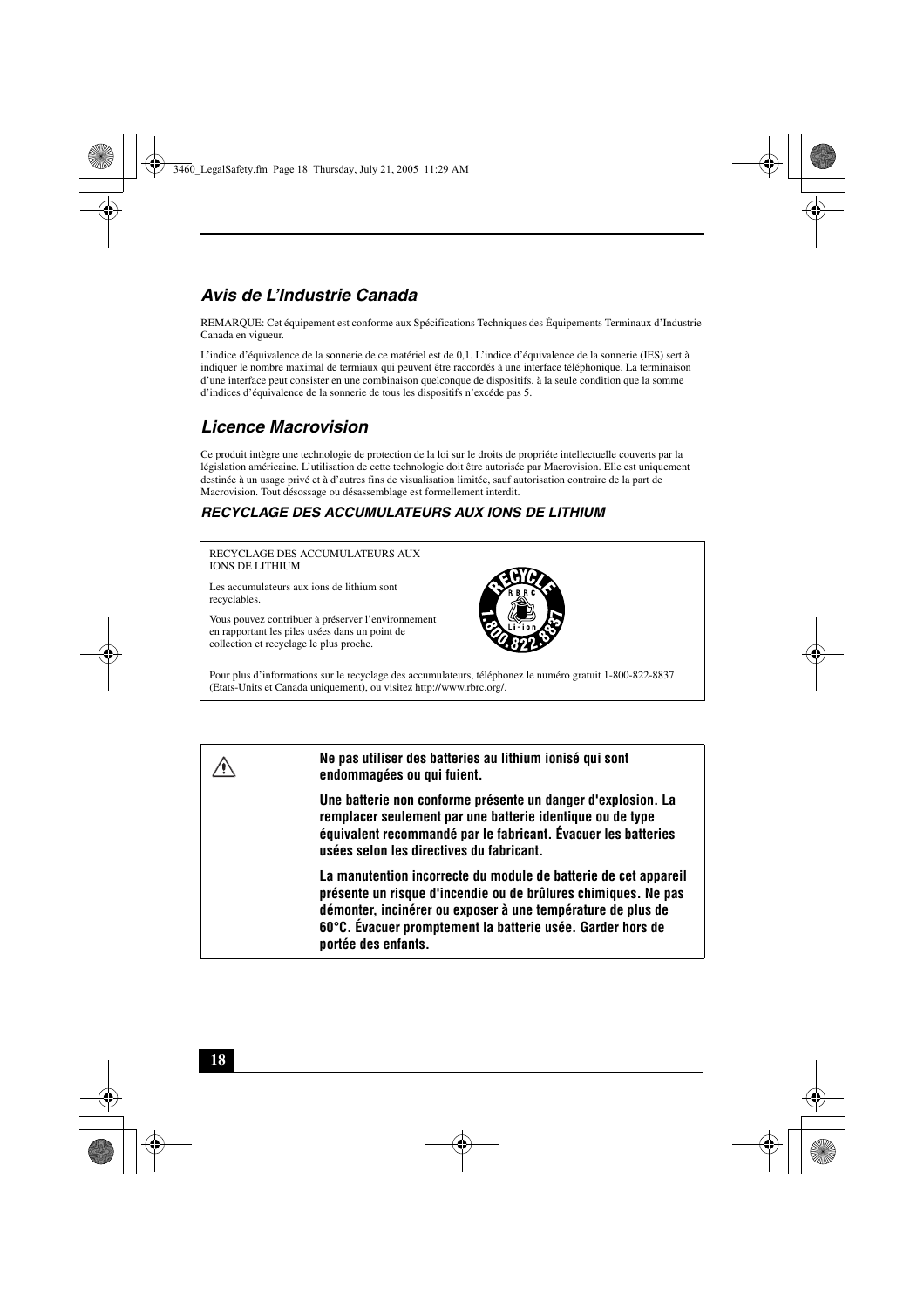## *Avis de L'Industrie Canada*

REMARQUE: Cet équipement est conforme aux Spécifications Techniques des Équipements Terminaux d'Industrie Canada en vigueur.

L'indice d'équivalence de la sonnerie de ce matériel est de 0,1. L'indice d'équivalence de la sonnerie (IES) sert à indiquer le nombre maximal de termiaux qui peuvent être raccordés à une interface téléphonique. La terminaison d'une interface peut consister en une combinaison quelconque de dispositifs, à la seule condition que la somme d'indices d'équivalence de la sonnerie de tous les dispositifs n'excéde pas 5.

## *Licence Macrovision*

Ce produit intègre une technologie de protection de la loi sur le droits de propriéte intellectuelle couverts par la législation américaine. L'utilisation de cette technologie doit être autorisée par Macrovision. Elle est uniquement destinée à un usage privé et à d'autres fins de visualisation limitée, sauf autorisation contraire de la part de Macrovision. Tout désossage ou désassemblage est formellement interdit.

### *RECYCLAGE DES ACCUMULATEURS AUX IONS DE LITHIUM*

RECYCLAGE DES ACCUMULATEURS AUX IONS DE LITHIUM

Les accumulateurs aux ions de lithium sont recyclables.

Vous pouvez contribuer à préserver l'environnement en rapportant les piles usées dans un point de collection et recyclage le plus proche.

Pour plus d'informations sur le recyclage des accumulateurs, téléphonez le numéro gratuit 1-800-822-8837 (Etats-Units et Canada uniquement), ou visitez http://www.rbrc.org/.

⚠

**Ne pas utiliser des batteries au lithium ionisé qui sont endommagées ou qui fuient.**

**Une batterie non conforme présente un danger d'explosion. La remplacer seulement par une batterie identique ou de type équivalent recommandé par le fabricant. Évacuer les batteries usées selon les directives du fabricant.**

**La manutention incorrecte du module de batterie de cet appareil présente un risque d'incendie ou de brûlures chimiques. Ne pas démonter, incinérer ou exposer à une température de plus de 60°C. Évacuer promptement la batterie usée. Garder hors de portée des enfants.**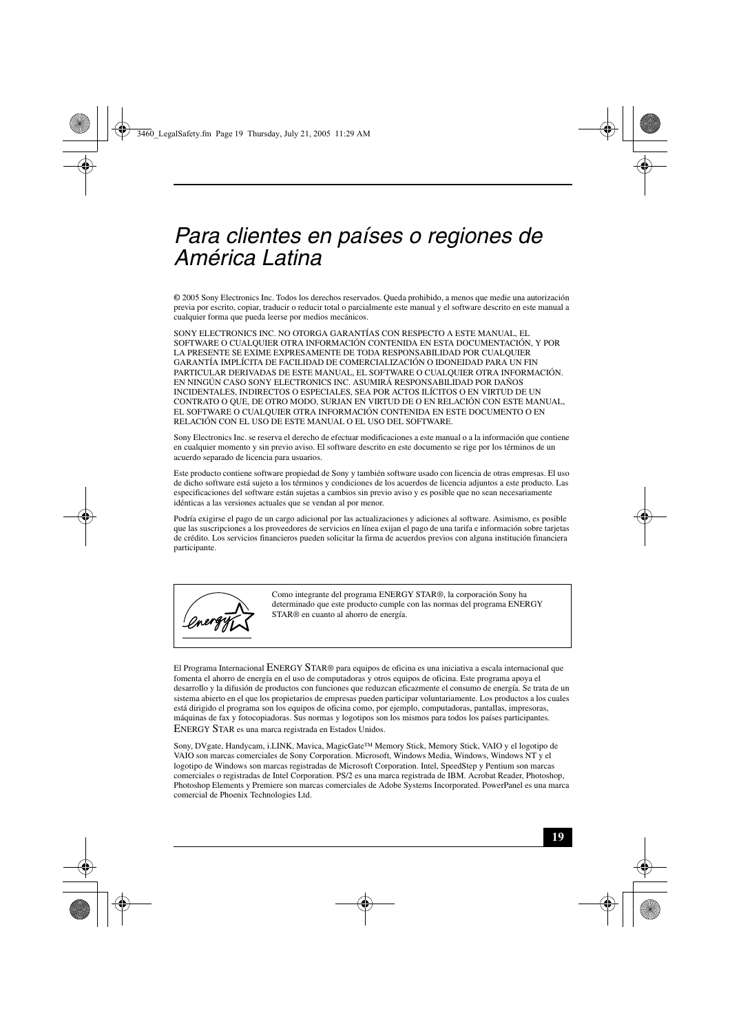# Para clientes en países o regiones de América Latina

© 2005 Sony Electronics Inc. Todos los derechos reservados. Queda prohibido, a menos que medie una autorización previa por escrito, copiar, traducir o reducir total o parcialmente este manual y el software descrito en este manual a cualquier forma que pueda leerse por medios mecánicos.

SONY ELECTRONICS INC. NO OTORGA GARANTÍAS CON RESPECTO A ESTE MANUAL, EL SOFTWARE O CUALQUIER OTRA INFORMACIÓN CONTENIDA EN ESTA DOCUMENTACIÓN, Y POR LA PRESENTE SE EXIME EXPRESAMENTE DE TODA RESPONSABILIDAD POR CUALQUIER GARANTÍA IMPLÍCITA DE FACILIDAD DE COMERCIALIZACIÓN O IDONEIDAD PARA UN FIN PARTICULAR DERIVADAS DE ESTE MANUAL, EL SOFTWARE O CUALQUIER OTRA INFORMACIÓN. EN NINGÚN CASO SONY ELECTRONICS INC. ASUMIRÁ RESPONSABILIDAD POR DAÑOS INCIDENTALES, INDIRECTOS O ESPECIALES, SEA POR ACTOS ILÍCITOS O EN VIRTUD DE UN CONTRATO O QUE, DE OTRO MODO, SURJAN EN VIRTUD DE O EN RELACIÓN CON ESTE MANUAL, EL SOFTWARE O CUALQUIER OTRA INFORMACIÓN CONTENIDA EN ESTE DOCUMENTO O EN RELACIÓN CON EL USO DE ESTE MANUAL O EL USO DEL SOFTWARE.

Sony Electronics Inc. se reserva el derecho de efectuar modificaciones a este manual o a la información que contiene en cualquier momento y sin previo aviso. El software descrito en este documento se rige por los términos de un acuerdo separado de licencia para usuarios.

Este producto contiene software propiedad de Sony y también software usado con licencia de otras empresas. El uso de dicho software está sujeto a los términos y condiciones de los acuerdos de licencia adjuntos a este producto. Las especificaciones del software están sujetas a cambios sin previo aviso y es posible que no sean necesariamente idénticas a las versiones actuales que se vendan al por menor.

Podría exigirse el pago de un cargo adicional por las actualizaciones y adiciones al software. Asimismo, es posible que las suscripciones a los proveedores de servicios en línea exijan el pago de una tarifa e información sobre tarjetas de crédito. Los servicios financieros pueden solicitar la firma de acuerdos previos con alguna institución financiera participante.

Como integrante del programa ENERGY STAR®, la corporación Sony ha determinado que este producto cumple con las normas del programa ENERGY STAR® en cuanto al ahorro de energía.

El Programa Internacional ENERGY STAR® para equipos de oficina es una iniciativa a escala internacional que fomenta el ahorro de energía en el uso de computadoras y otros equipos de oficina. Este programa apoya el desarrollo y la difusión de productos con funciones que reduzcan eficazmente el consumo de energía. Se trata de un sistema abierto en el que los propietarios de empresas pueden participar voluntariamente. Los productos a los cuales está dirigido el programa son los equipos de oficina como, por ejemplo, computadoras, pantallas, impresoras, máquinas de fax y fotocopiadoras. Sus normas y logotipos son los mismos para todos los países participantes. ENERGY STAR es una marca registrada en Estados Unidos.

Sony, DVgate, Handycam, i.LINK, Mavica, MagicGate™ Memory Stick, Memory Stick, VAIO y el logotipo de VAIO son marcas comerciales de Sony Corporation. Microsoft, Windows Media, Windows, Windows NT y el logotipo de Windows son marcas registradas de Microsoft Corporation. Intel, SpeedStep y Pentium son marcas comerciales o registradas de Intel Corporation. PS/2 es una marca registrada de IBM. Acrobat Reader, Photoshop, Photoshop Elements y Premiere son marcas comerciales de Adobe Systems Incorporated. PowerPanel es una marca comercial de Phoenix Technologies Ltd.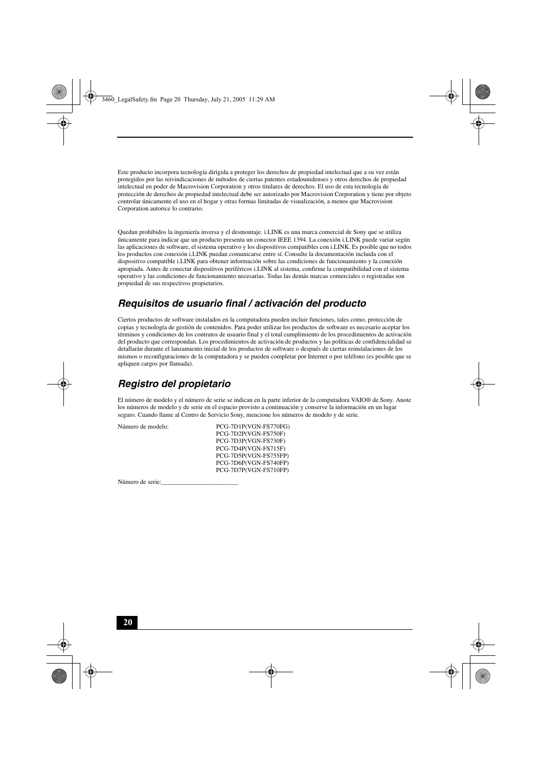Este producto incorpora tecnología dirigida a proteger los derechos de propiedad intelectual que a su vez están protegidos por las reivindicaciones de métodos de ciertas patentes estadounidenses y otros derechos de propiedad intelectual en poder de Macrovision Corporation y otros titulares de derechos. El uso de esta tecnología de protección de derechos de propiedad intelectual debe ser autorizado por Macrovision Corporation y tiene por objeto controlar únicamente el uso en el hogar y otras formas limitadas de visualización, a menos que Macrovision Corporation autorice lo contrario.

Quedan prohibidos la ingeniería inversa y el desmontaje. i.LINK es una marca comercial de Sony que se utiliza únicamente para indicar que un producto presenta un conector IEEE 1394. La conexión i.LINK puede variar según las aplicaciones de software, el sistema operativo y los dispositivos compatibles con i.LINK. Es posible que no todos los productos con conexión i.LINK puedan comunicarse entre sí. Consulte la documentación incluida con el dispositivo compatible i.LINK para obtener información sobre las condiciones de funcionamiento y la conexión apropiada. Antes de conectar dispositivos periféricos i.LINK al sistema, confirme la compatibilidad con el sistema operativo y las condiciones de funcionamiento necesarias. Todas las demás marcas comerciales o registradas son propiedad de sus respectivos propietarios.

## *Requisitos de usuario final / activación del producto*

Ciertos productos de software instalados en la computadora pueden incluir funciones, tales como, protección de copias y tecnología de gestión de contenidos. Para poder utilizar los productos de software es necesario aceptar los términos y condiciones de los contratos de usuario final y el total cumplimiento de los procedimientos de activación del producto que correspondan. Los procedimientos de activación de productos y las políticas de confidencialidad se detallarán durante el lanzamiento inicial de los productos de software o después de ciertas reinstalaciones de los mismos o reconfiguraciones de la computadora y se pueden completar por Internet o por teléfono (es posible que se apliquen cargos por llamada).

## *Registro del propietario*

El número de modelo y el número de serie se indican en la parte inferior de la computadora VAIO® de Sony. Anote los números de modelo y de serie en el espacio provisto a continuación y conserve la información en un lugar seguro. Cuando llame al Centro de Servicio Sony, mencione los números de modelo y de serie.

Número de modelo:
PCG-7D1P(VGN-FS770FG)
PCG-7D2P(VGN-FS750F)
PCG-7D3P(VGN-FS730F)
PCG-7D4P(VGN-FS715F)
PCG-7D5P(VGN-FS755FP)
PCG-7D6P(VGN-FS740FP)
PCG-7D7P(VGN-FS710FP)

Número de serie:________________________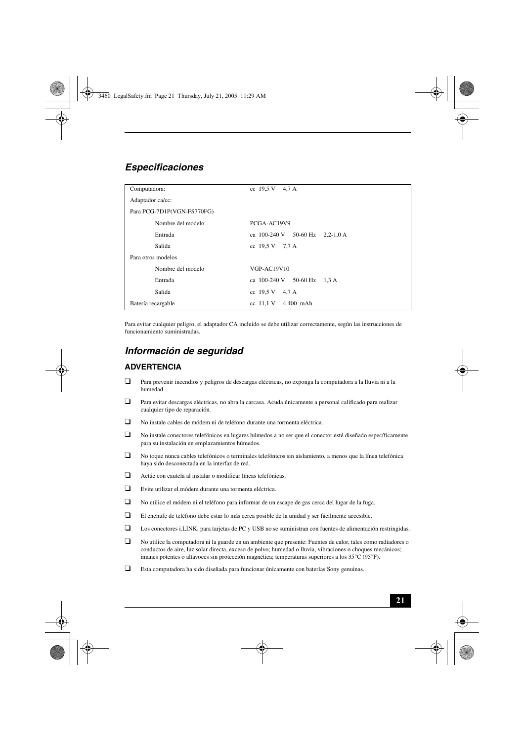## *Especificaciones*

| | |
|---|---|
| Computadora: | cc 19,5 V 4,7 A |
| Adaptador ca/cc: | |
| Para PCG-7D1P(VGN-FS770FG) | |
| Nombre del modelo | PCGA-AC19V9 |
| Entrada | ca 100-240 V 50-60 Hz 2,2-1,0 A |
| Salida | cc 19,5 V 7,7 A |
| Para otros modelos | |
| Nombre del modelo | VGP-AC19V10 |
| Entrada | ca 100-240 V 50-60 Hz 1,3 A |
| Salida | cc 19,5 V 4,7 A |
| Batería recargable | cc 11,1 V 4 400 mAh |

Para evitar cualquier peligro, el adaptador CA incluido se debe utilizar correctamente, según las instrucciones de funcionamiento suministradas.

## *Información de seguridad*

### ADVERTENCIA

- Para prevenir incendios y peligros de descargas eléctricas, no exponga la computadora a la lluvia ni a la humedad.
- Para evitar descargas eléctricas, no abra la carcasa. Acuda únicamente a personal calificado para realizar cualquier tipo de reparación.
- No instale cables de módem ni de teléfono durante una tormenta eléctrica.
- No instale conectores telefónicos en lugares húmedos a no ser que el conector esté diseñado específicamente para su instalación en emplazamientos húmedos.
- No toque nunca cables telefónicos o terminales telefónicos sin aislamiento, a menos que la línea telefónica haya sido desconectada en la interfaz de red.
- Actúe con cautela al instalar o modificar líneas telefónicas.
- Evite utilizar el módem durante una tormenta eléctrica.
- No utilice el módem ni el teléfono para informar de un escape de gas cerca del lugar de la fuga.
- El enchufe de teléfono debe estar lo más cerca posible de la unidad y ser fácilmente accesible.
- Los conectores i.LINK, para tarjetas de PC y USB no se suministran con fuentes de alimentación restringidas.
- No utilice la computadora ni la guarde en un ambiente que presente: Fuentes de calor, tales como radiadores o conductos de aire, luz solar directa, exceso de polvo; humedad o lluvia, vibraciones o choques mecánicos; imanes potentes o altavoces sin protección magnética; temperaturas superiores a los 35°C (95°F).
- Esta computadora ha sido diseñada para funcionar únicamente con baterías Sony genuinas.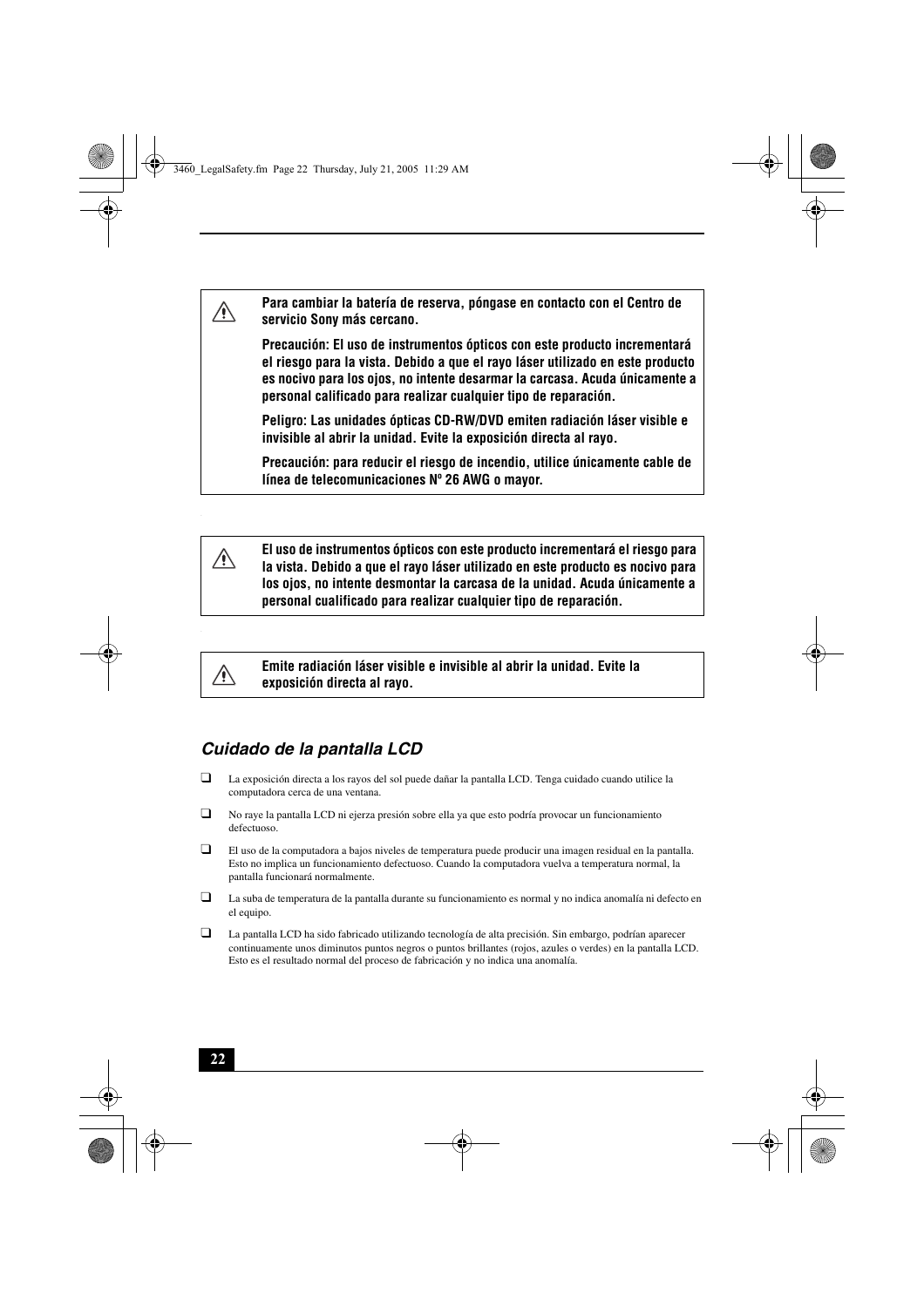**Para cambiar la batería de reserva, póngase en contacto con el Centro de servicio Sony más cercano.**

**Precaución: El uso de instrumentos ópticos con este producto incrementará el riesgo para la vista. Debido a que el rayo láser utilizado en este producto es nocivo para los ojos, no intente desarmar la carcasa. Acuda únicamente a personal calificado para realizar cualquier tipo de reparación.**

**Peligro: Las unidades ópticas CD-RW/DVD emiten radiación láser visible e invisible al abrir la unidad. Evite la exposición directa al rayo.**

**Precaución: para reducir el riesgo de incendio, utilice únicamente cable de línea de telecomunicaciones Nº 26 AWG o mayor.**

**El uso de instrumentos ópticos con este producto incrementará el riesgo para la vista. Debido a que el rayo láser utilizado en este producto es nocivo para los ojos, no intente desmontar la carcasa de la unidad. Acuda únicamente a personal cualificado para realizar cualquier tipo de reparación.**

**Emite radiación láser visible e invisible al abrir la unidad. Evite la exposición directa al rayo.**

## *Cuidado de la pantalla LCD*

- La exposición directa a los rayos del sol puede dañar la pantalla LCD. Tenga cuidado cuando utilice la computadora cerca de una ventana.
- No raye la pantalla LCD ni ejerza presión sobre ella ya que esto podría provocar un funcionamiento defectuoso.
- El uso de la computadora a bajos niveles de temperatura puede producir una imagen residual en la pantalla. Esto no implica un funcionamiento defectuoso. Cuando la computadora vuelva a temperatura normal, la pantalla funcionará normalmente.
- La suba de temperatura de la pantalla durante su funcionamiento es normal y no indica anomalía ni defecto en el equipo.
- La pantalla LCD ha sido fabricado utilizando tecnología de alta precisión. Sin embargo, podrían aparecer continuamente unos diminutos puntos negros o puntos brillantes (rojos, azules o verdes) en la pantalla LCD. Esto es el resultado normal del proceso de fabricación y no indica una anomalía.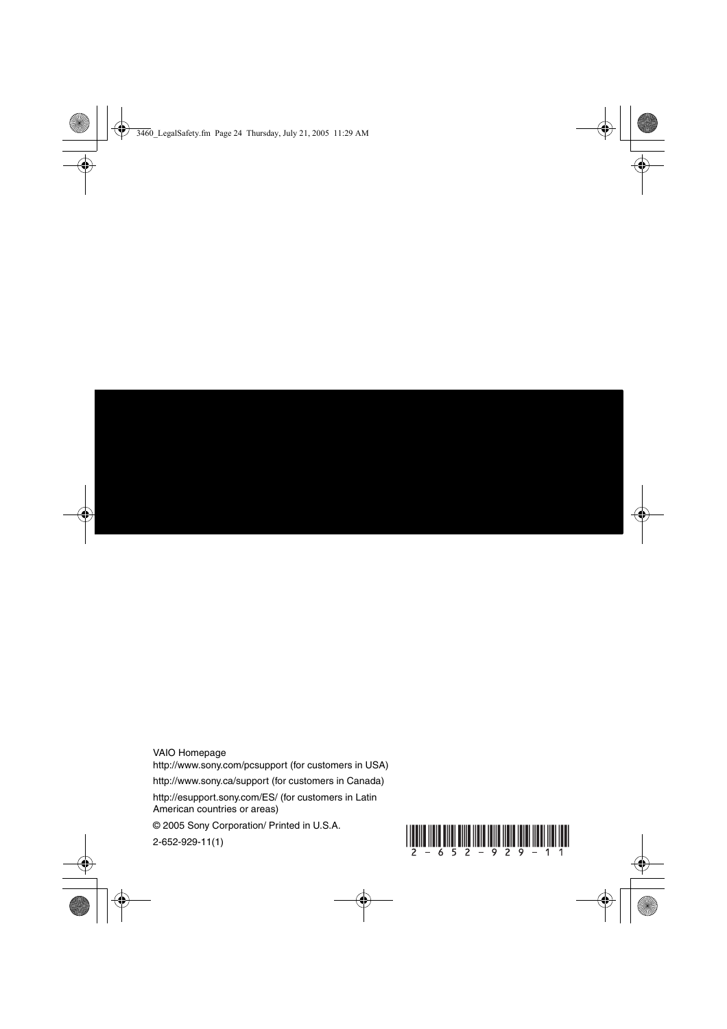VAIO Homepage
http://www.sony.com/pcsupport (for customers in USA)

http://www.sony.ca/support (for customers in Canada)

http://esupport.sony.com/ES/ (for customers in Latin American countries or areas)

© 2005 Sony Corporation/ Printed in U.S.A.

2-652-929-11(1)